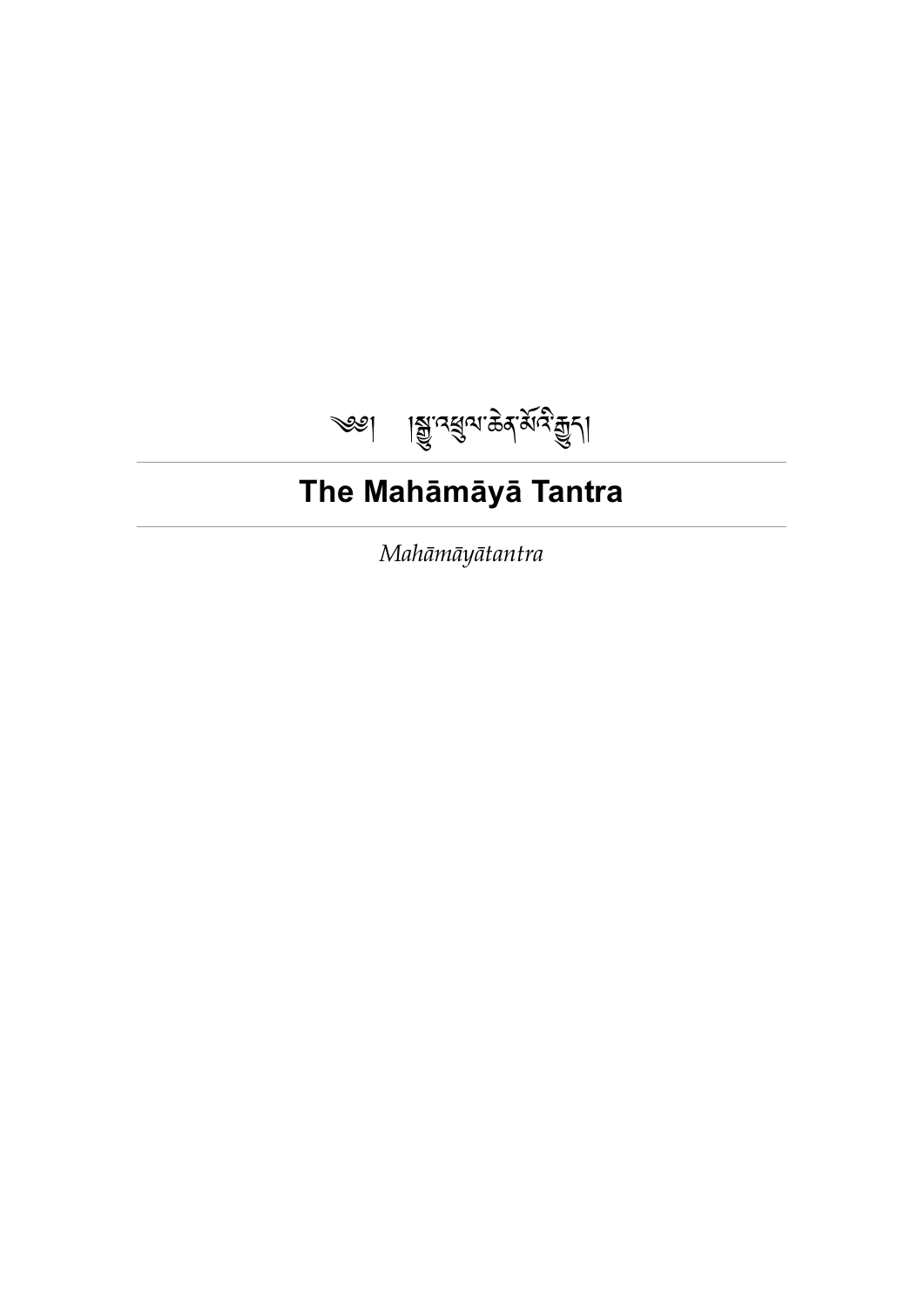༄། །སྒྱུ་འཕྲུལ་ཆེན་མོའི་རྒྱུད།

# The Mahāmāyā Tantra

*Mahāmāyātantra*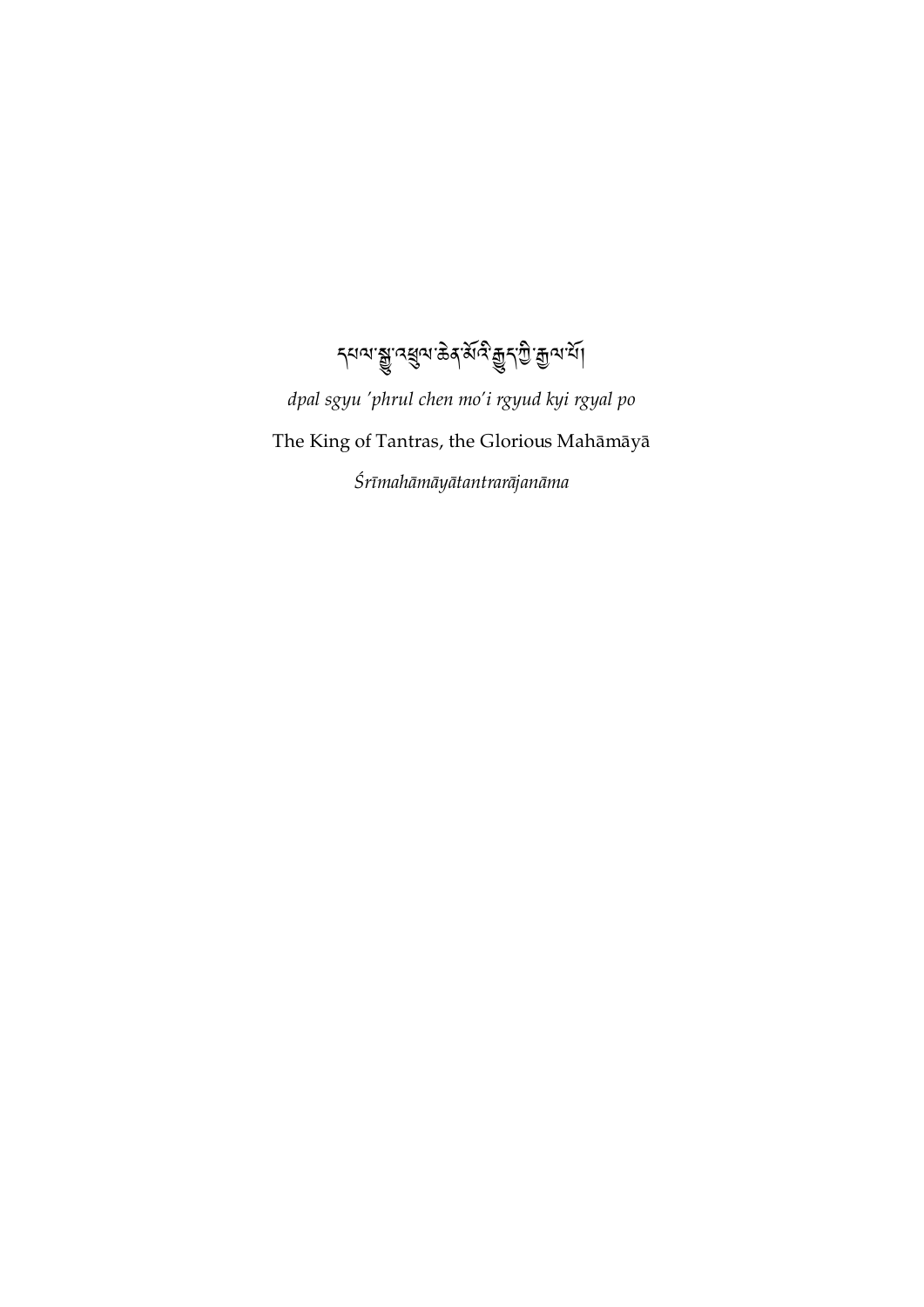# དཔལ་སྒྱུ་འཕྲུལ་ཆེན་མོའི་རྒྱུད་ཀྱི་རྒྱལ་པོ།

*dpal sgyu 'phrul chen mo'i rgyud kyi rgyal po*

The King of Tantras, the Glorious Mahāmāyā

*Śrīmahāmāyātantrarājanāma*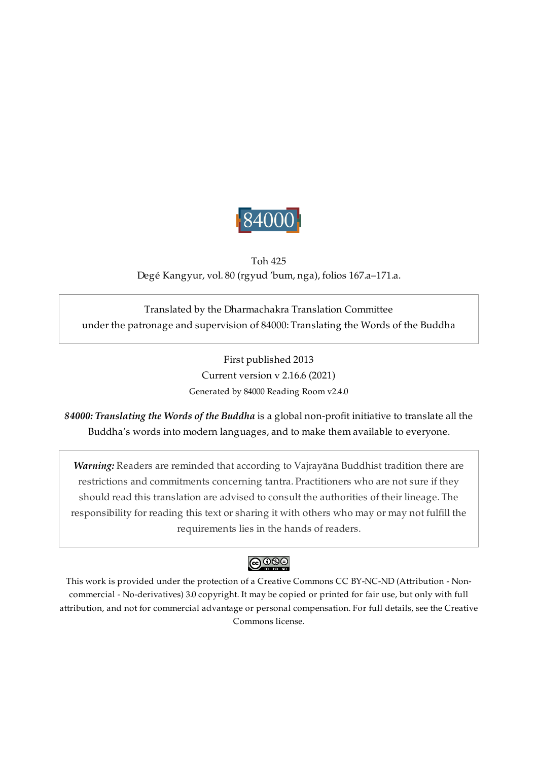84000

Toh 425

Degé Kangyur, vol. 80 (rgyud 'bum, nga), folios 167.a–171.a.

Translated by the Dharmachakra Translation Committee
under the patronage and supervision of 84000: Translating the Words of the Buddha

First published 2013

Current version v 2.16.6 (2021)

Generated by 84000 Reading Room v2.4.0

***84000: Translating the Words of the Buddha*** is a global non-profit initiative to translate all the Buddha's words into modern languages, and to make them available to everyone.

***Warning:*** Readers are reminded that according to Vajrayāna Buddhist tradition there are restrictions and commitments concerning tantra. Practitioners who are not sure if they should read this translation are advised to consult the authorities of their lineage. The responsibility for reading this text or sharing it with others who may or may not fulfill the requirements lies in the hands of readers.

This work is provided under the protection of a Creative Commons CC BY-NC-ND (Attribution - Non-commercial - No-derivatives) 3.0 copyright. It may be copied or printed for fair use, but only with full attribution, and not for commercial advantage or personal compensation. For full details, see the Creative Commons license.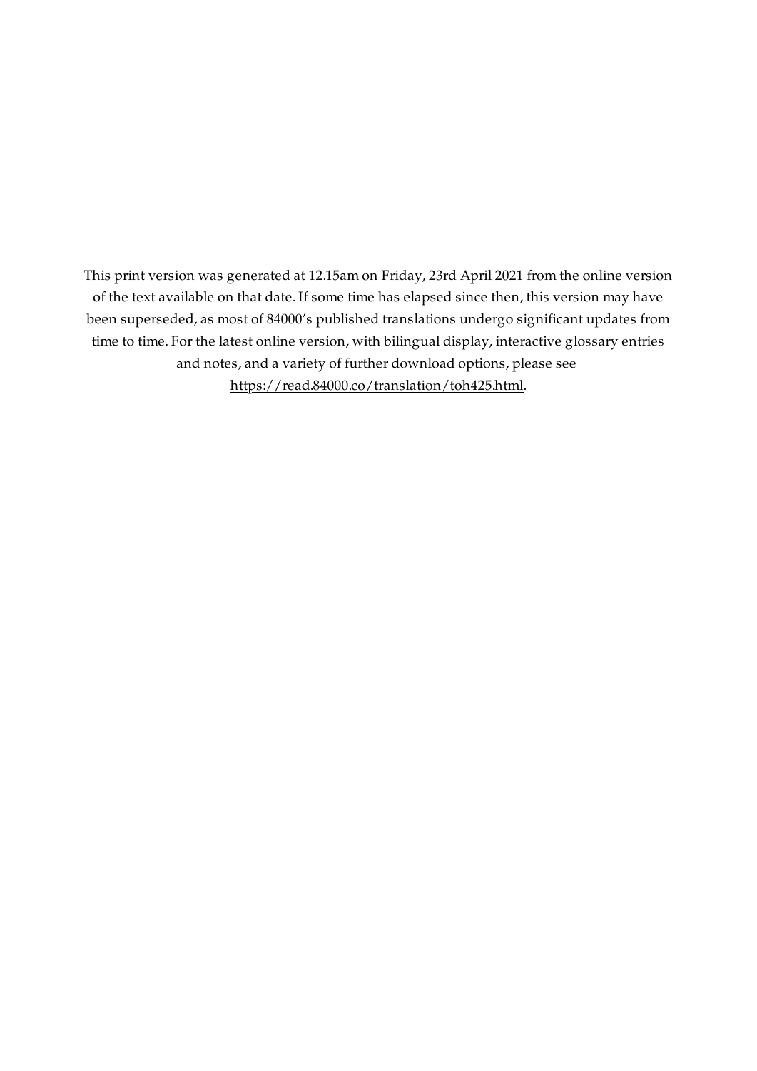This print version was generated at 12.15am on Friday, 23rd April 2021 from the online version of the text available on that date. If some time has elapsed since then, this version may have been superseded, as most of 84000's published translations undergo significant updates from time to time. For the latest online version, with bilingual display, interactive glossary entries and notes, and a variety of further download options, please see https://read.84000.co/translation/toh425.html.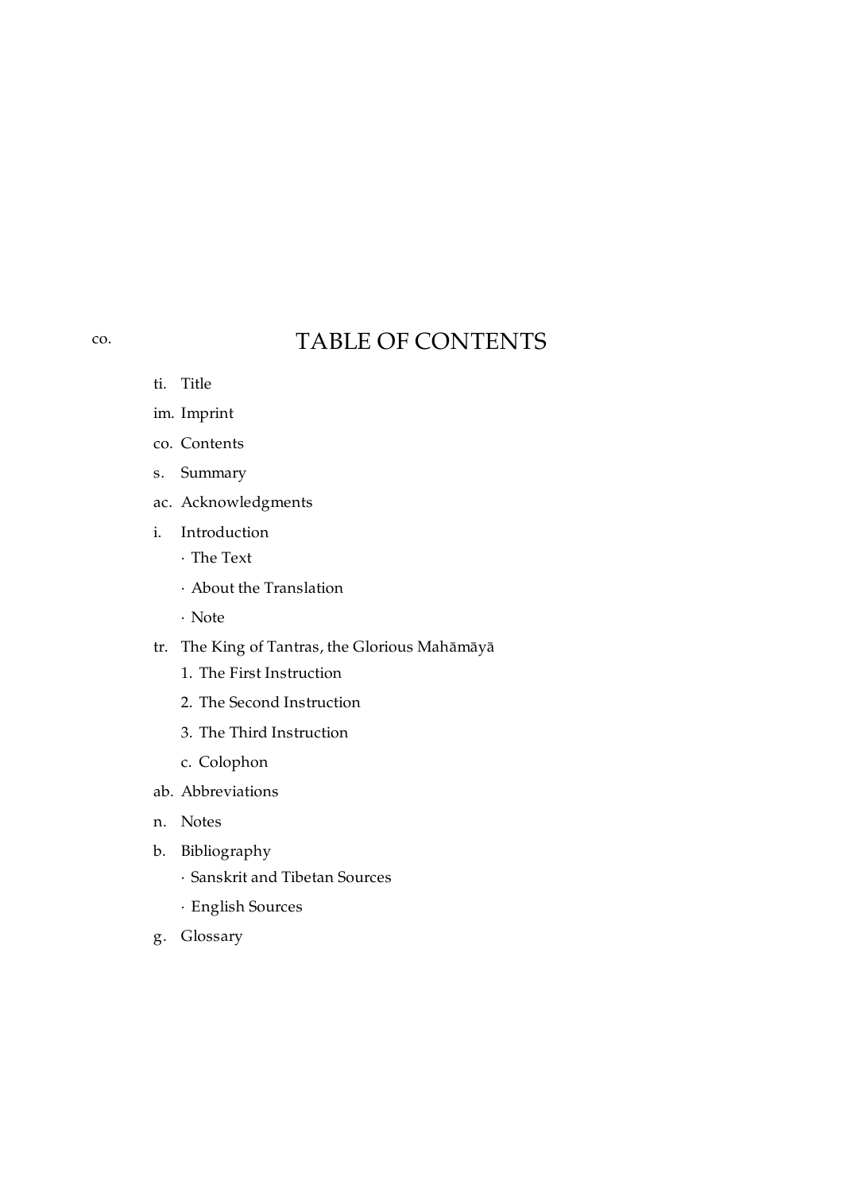# TABLE OF CONTENTS

co.

- ti. Title
- im. Imprint
- co. Contents
- s. Summary
- ac. Acknowledgments
- i. Introduction
  - · The Text
  - · About the Translation
  - · Note
- tr. The King of Tantras, the Glorious Mahāmāyā
  - 1. The First Instruction
  - 2. The Second Instruction
  - 3. The Third Instruction
  - c. Colophon
- ab. Abbreviations
- n. Notes
- b. Bibliography
  - · Sanskrit and Tibetan Sources
  - · English Sources
- g. Glossary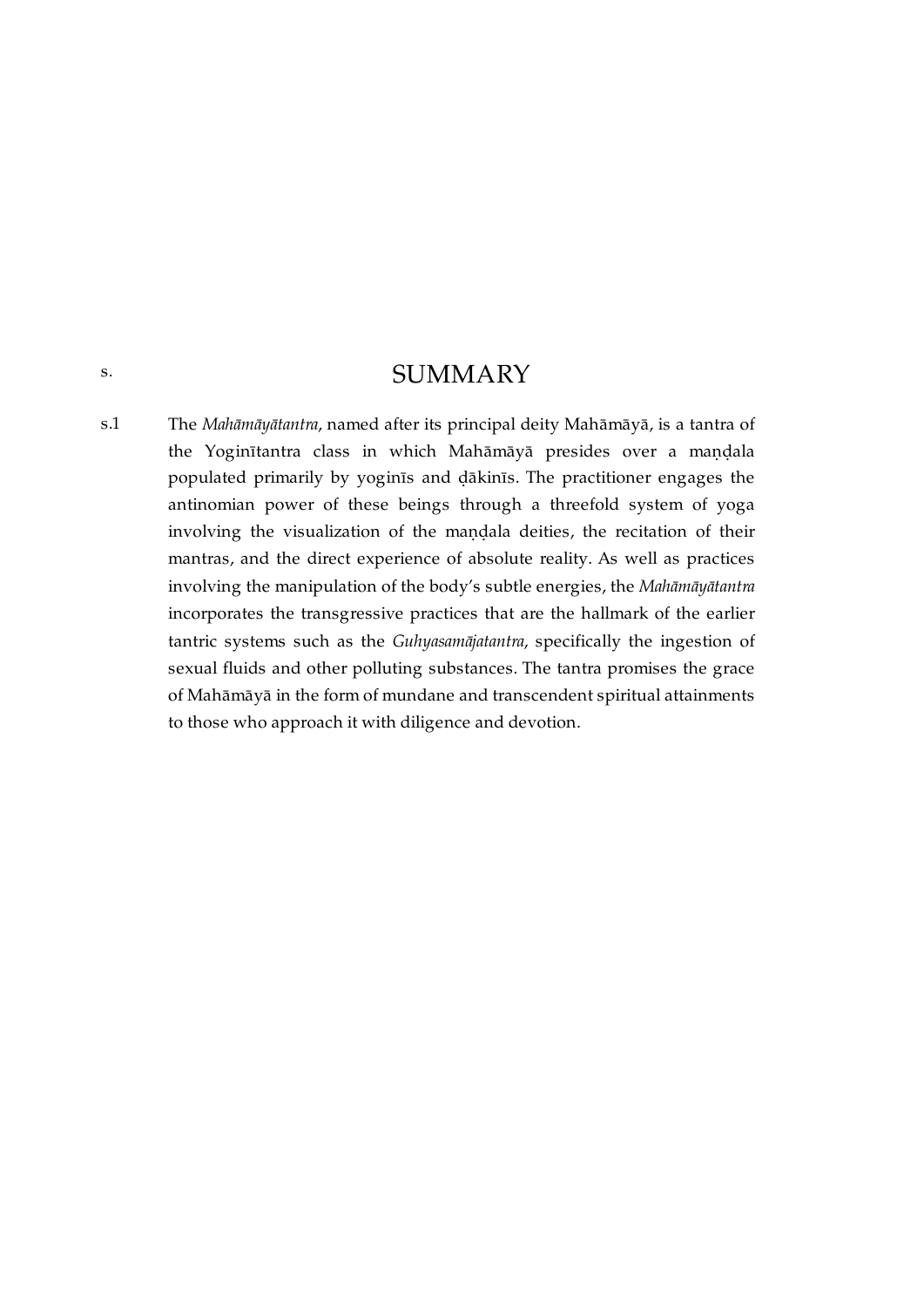# s. SUMMARY

s.1 The *Mahāmāyātantra*, named after its principal deity Mahāmāyā, is a tantra of the Yoginītantra class in which Mahāmāyā presides over a maṇḍala populated primarily by yoginīs and ḍākinīs. The practitioner engages the antinomian power of these beings through a threefold system of yoga involving the visualization of the maṇḍala deities, the recitation of their mantras, and the direct experience of absolute reality. As well as practices involving the manipulation of the body's subtle energies, the *Mahāmāyātantra* incorporates the transgressive practices that are the hallmark of the earlier tantric systems such as the *Guhyasamājatantra*, specifically the ingestion of sexual fluids and other polluting substances. The tantra promises the grace of Mahāmāyā in the form of mundane and transcendent spiritual attainments to those who approach it with diligence and devotion.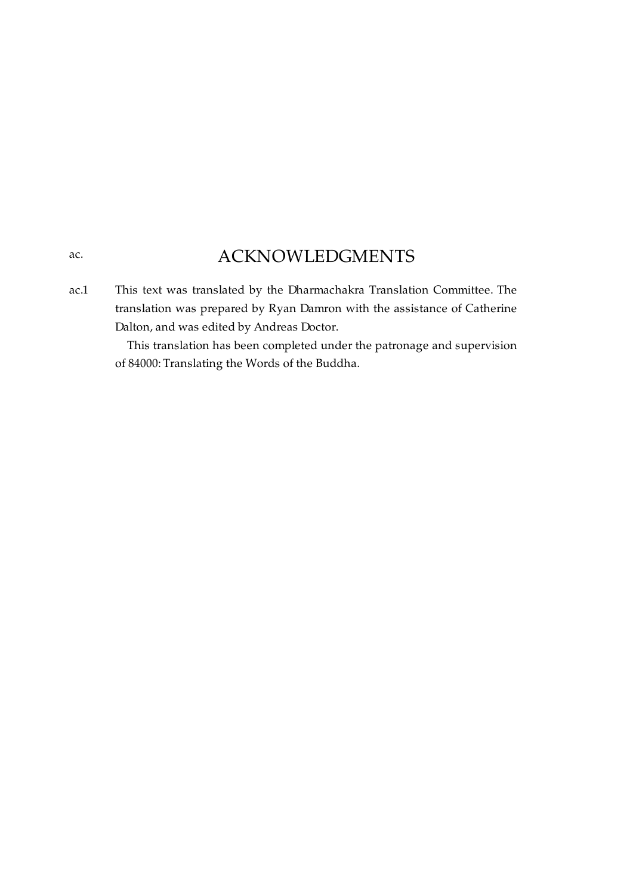ac.

# ACKNOWLEDGMENTS

ac.1 This text was translated by the Dharmachakra Translation Committee. The translation was prepared by Ryan Damron with the assistance of Catherine Dalton, and was edited by Andreas Doctor.

This translation has been completed under the patronage and supervision of 84000: Translating the Words of the Buddha.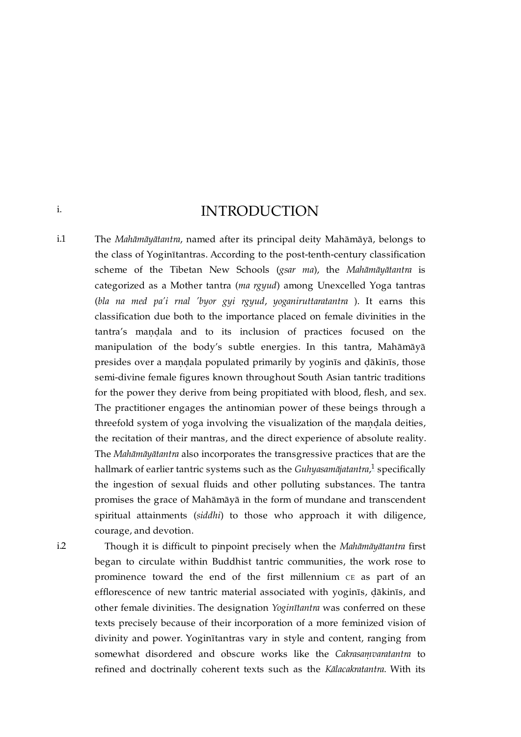# i. INTRODUCTION

i.1 The *Mahāmāyātantra*, named after its principal deity Mahāmāyā, belongs to the class of Yoginītantras. According to the post-tenth-century classification scheme of the Tibetan New Schools (*gsar ma*), the *Mahāmāyātantra* is categorized as a Mother tantra (*ma rgyud*) among Unexcelled Yoga tantras (*bla na med pa'i rnal 'byor gyi rgyud*, *yoganiruttaratantra* ). It earns this classification due both to the importance placed on female divinities in the tantra's maṇḍala and to its inclusion of practices focused on the manipulation of the body's subtle energies. In this tantra, Mahāmāyā presides over a maṇḍala populated primarily by yoginīs and ḍākinīs, those semi-divine female figures known throughout South Asian tantric traditions for the power they derive from being propitiated with blood, flesh, and sex. The practitioner engages the antinomian power of these beings through a threefold system of yoga involving the visualization of the maṇḍala deities, the recitation of their mantras, and the direct experience of absolute reality. The *Mahāmāyātantra* also incorporates the transgressive practices that are the hallmark of earlier tantric systems such as the *Guhyasamājatantra*,[1] specifically the ingestion of sexual fluids and other polluting substances. The tantra promises the grace of Mahāmāyā in the form of mundane and transcendent spiritual attainments (*siddhi*) to those who approach it with diligence, courage, and devotion.

i.2 Though it is difficult to pinpoint precisely when the *Mahāmāyātantra* first began to circulate within Buddhist tantric communities, the work rose to prominence toward the end of the first millennium CE as part of an efflorescence of new tantric material associated with yoginīs, ḍākinīs, and other female divinities. The designation *Yoginītantra* was conferred on these texts precisely because of their incorporation of a more feminized vision of divinity and power. Yoginītantras vary in style and content, ranging from somewhat disordered and obscure works like the *Cakrasaṃvaratantra* to refined and doctrinally coherent texts such as the *Kālacakratantra*. With its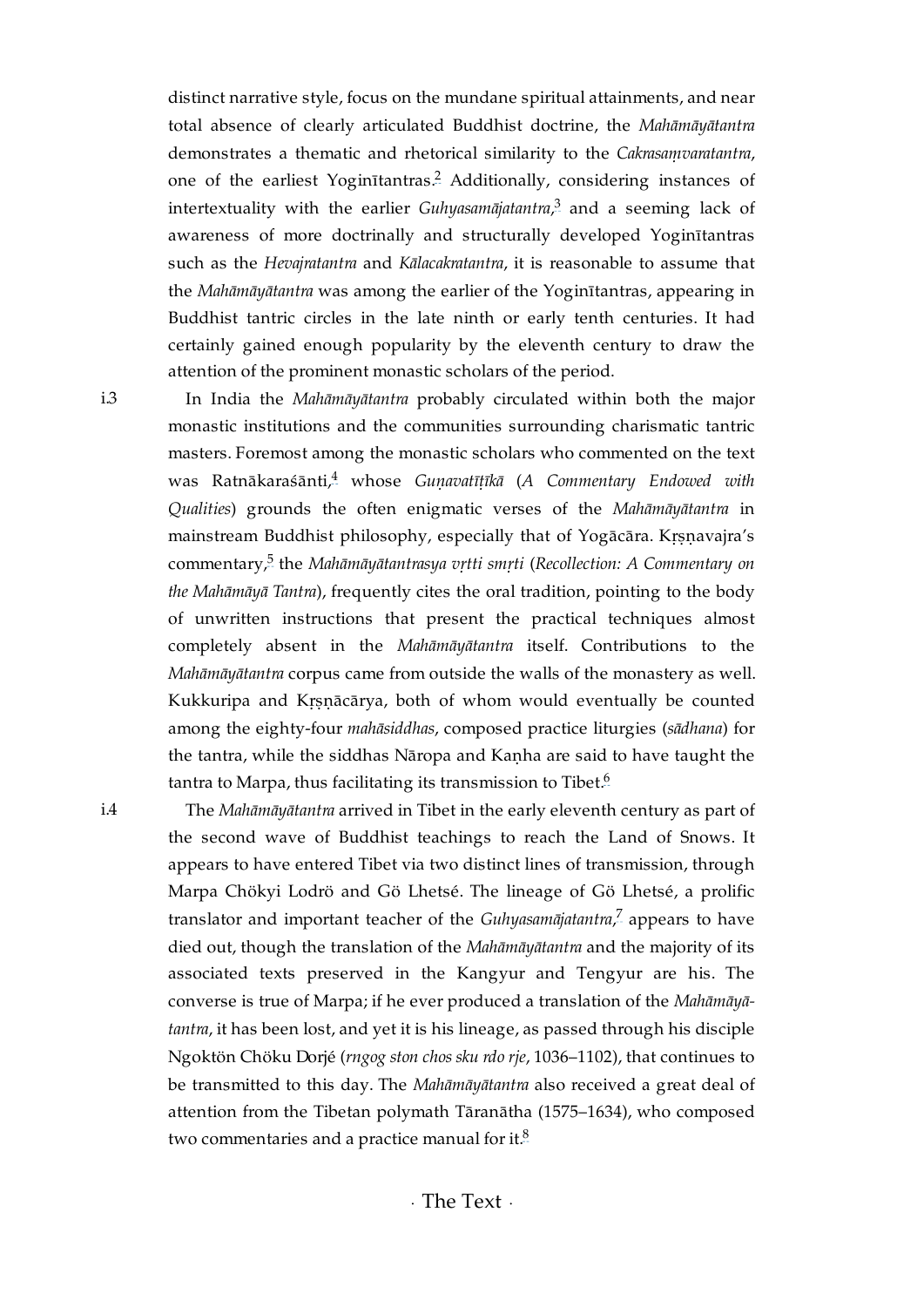distinct narrative style, focus on the mundane spiritual attainments, and near total absence of clearly articulated Buddhist doctrine, the *Mahāmāyātantra* demonstrates a thematic and rhetorical similarity to the *Cakrasaṃvaratantra*, one of the earliest Yoginītantras.[2] Additionally, considering instances of intertextuality with the earlier *Guhyasamājatantra*,[3] and a seeming lack of awareness of more doctrinally and structurally developed Yoginītantras such as the *Hevajratantra* and *Kālacakratantra*, it is reasonable to assume that the *Mahāmāyātantra* was among the earlier of the Yoginītantras, appearing in Buddhist tantric circles in the late ninth or early tenth centuries. It had certainly gained enough popularity by the eleventh century to draw the attention of the prominent monastic scholars of the period.

i.3 In India the *Mahāmāyātantra* probably circulated within both the major monastic institutions and the communities surrounding charismatic tantric masters. Foremost among the monastic scholars who commented on the text was Ratnākaraśānti,[4] whose *Guṇavatīṭīkā* (*A Commentary Endowed with Qualities*) grounds the often enigmatic verses of the *Mahāmāyātantra* in mainstream Buddhist philosophy, especially that of Yogācāra. Kṛṣṇavajra's commentary,[5] the *Mahāmāyātantrasya vṛtti smṛti* (*Recollection: A Commentary on the Mahāmāyā Tantra*), frequently cites the oral tradition, pointing to the body of unwritten instructions that present the practical techniques almost completely absent in the *Mahāmāyātantra* itself. Contributions to the *Mahāmāyātantra* corpus came from outside the walls of the monastery as well. Kukkuripa and Kṛṣṇācārya, both of whom would eventually be counted among the eighty-four *mahāsiddhas*, composed practice liturgies (*sādhana*) for the tantra, while the siddhas Nāropa and Kaṇha are said to have taught the tantra to Marpa, thus facilitating its transmission to Tibet.[6]

i.4 The *Mahāmāyātantra* arrived in Tibet in the early eleventh century as part of the second wave of Buddhist teachings to reach the Land of Snows. It appears to have entered Tibet via two distinct lines of transmission, through Marpa Chökyi Lodrö and Gö Lhetsé. The lineage of Gö Lhetsé, a prolific translator and important teacher of the *Guhyasamājatantra*,[7] appears to have died out, though the translation of the *Mahāmāyātantra* and the majority of its associated texts preserved in the Kangyur and Tengyur are his. The converse is true of Marpa; if he ever produced a translation of the *Mahāmāyātantra*, it has been lost, and yet it is his lineage, as passed through his disciple Ngoktön Chöku Dorjé (*rngog ston chos sku rdo rje*, 1036–1102), that continues to be transmitted to this day. The *Mahāmāyātantra* also received a great deal of attention from the Tibetan polymath Tāranātha (1575–1634), who composed two commentaries and a practice manual for it.[8]

## · The Text ·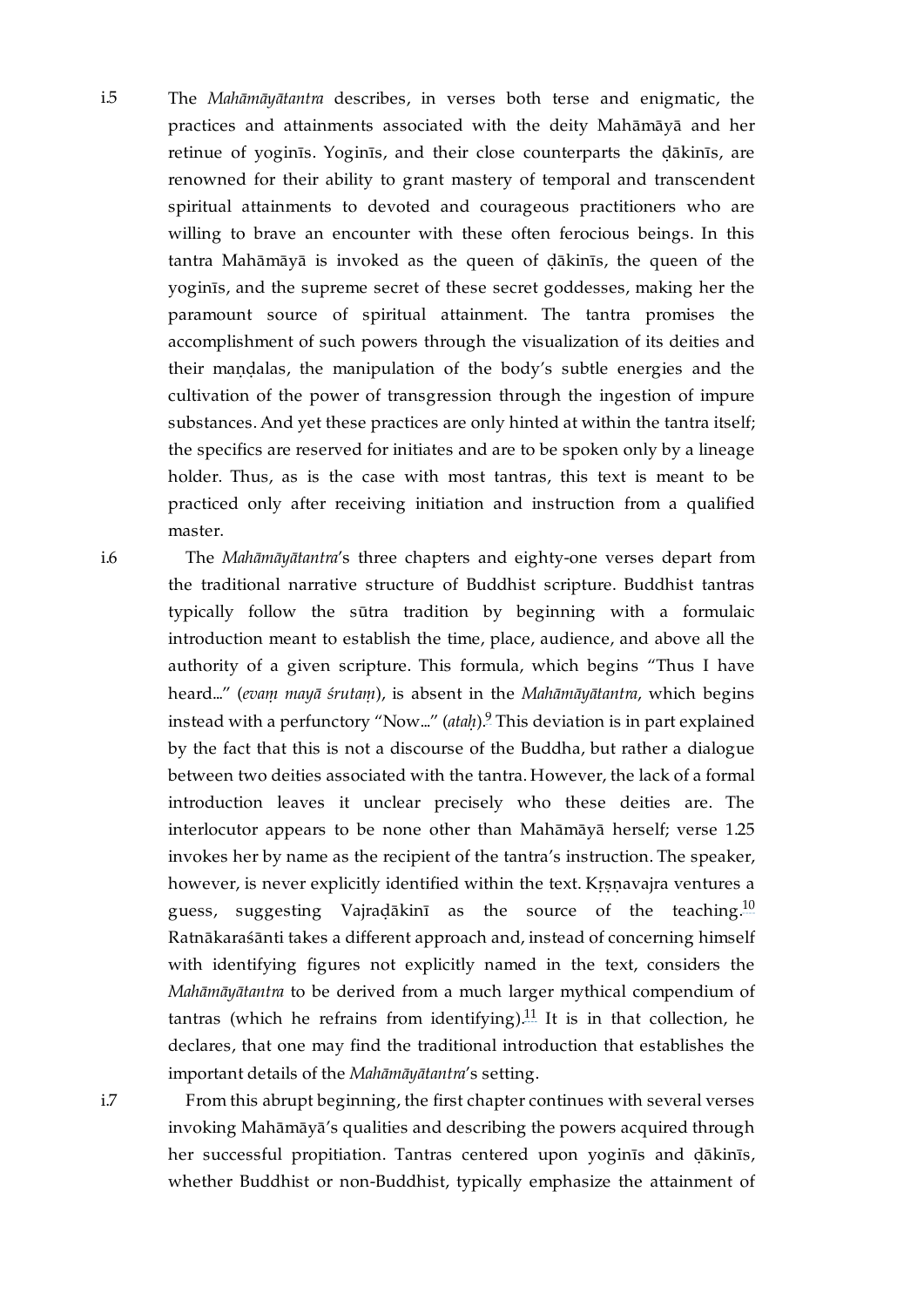i.5 The *Mahāmāyātantra* describes, in verses both terse and enigmatic, the practices and attainments associated with the deity Mahāmāyā and her retinue of yoginīs. Yoginīs, and their close counterparts the ḍākinīs, are renowned for their ability to grant mastery of temporal and transcendent spiritual attainments to devoted and courageous practitioners who are willing to brave an encounter with these often ferocious beings. In this tantra Mahāmāyā is invoked as the queen of ḍākinīs, the queen of the yoginīs, and the supreme secret of these secret goddesses, making her the paramount source of spiritual attainment. The tantra promises the accomplishment of such powers through the visualization of its deities and their maṇḍalas, the manipulation of the body's subtle energies and the cultivation of the power of transgression through the ingestion of impure substances. And yet these practices are only hinted at within the tantra itself; the specifics are reserved for initiates and are to be spoken only by a lineage holder. Thus, as is the case with most tantras, this text is meant to be practiced only after receiving initiation and instruction from a qualified master.

i.6 The *Mahāmāyātantra*'s three chapters and eighty-one verses depart from the traditional narrative structure of Buddhist scripture. Buddhist tantras typically follow the sūtra tradition by beginning with a formulaic introduction meant to establish the time, place, audience, and above all the authority of a given scripture. This formula, which begins "Thus I have heard..." (*evaṃ mayā śrutaṃ*), is absent in the *Mahāmāyātantra*, which begins instead with a perfunctory "Now..." (*ataḥ*).[9] This deviation is in part explained by the fact that this is not a discourse of the Buddha, but rather a dialogue between two deities associated with the tantra. However, the lack of a formal introduction leaves it unclear precisely who these deities are. The interlocutor appears to be none other than Mahāmāyā herself; verse 1.25 invokes her by name as the recipient of the tantra's instruction. The speaker, however, is never explicitly identified within the text. Kṛṣṇavajra ventures a guess, suggesting Vajraḍākinī as the source of the teaching.[10] Ratnākaraśānti takes a different approach and, instead of concerning himself with identifying figures not explicitly named in the text, considers the *Mahāmāyātantra* to be derived from a much larger mythical compendium of tantras (which he refrains from identifying).[11] It is in that collection, he declares, that one may find the traditional introduction that establishes the important details of the *Mahāmāyātantra*'s setting.

i.7 From this abrupt beginning, the first chapter continues with several verses invoking Mahāmāyā's qualities and describing the powers acquired through her successful propitiation. Tantras centered upon yoginīs and ḍākinīs, whether Buddhist or non-Buddhist, typically emphasize the attainment of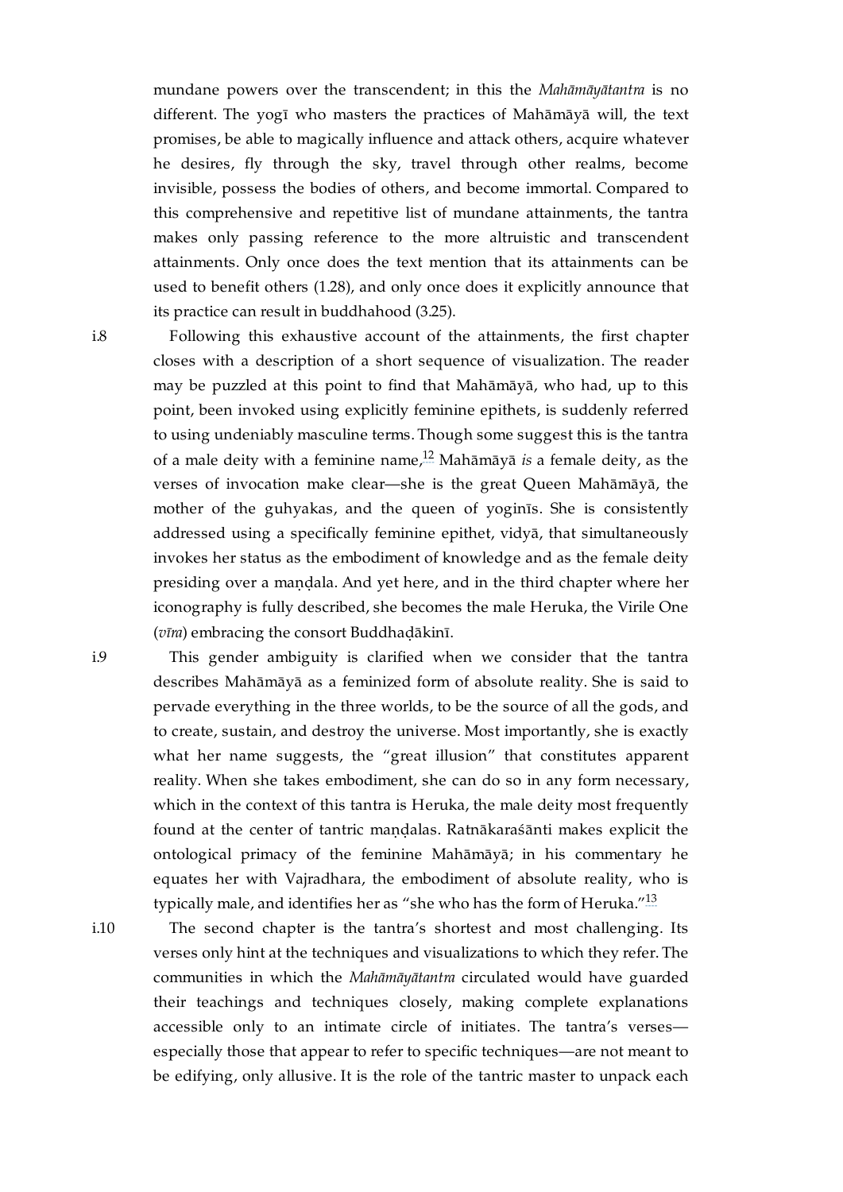mundane powers over the transcendent; in this the *Mahāmāyātantra* is no different. The yogī who masters the practices of Mahāmāyā will, the text promises, be able to magically influence and attack others, acquire whatever he desires, fly through the sky, travel through other realms, become invisible, possess the bodies of others, and become immortal. Compared to this comprehensive and repetitive list of mundane attainments, the tantra makes only passing reference to the more altruistic and transcendent attainments. Only once does the text mention that its attainments can be used to benefit others (1.28), and only once does it explicitly announce that its practice can result in buddhahood (3.25).

i.8 Following this exhaustive account of the attainments, the first chapter closes with a description of a short sequence of visualization. The reader may be puzzled at this point to find that Mahāmāyā, who had, up to this point, been invoked using explicitly feminine epithets, is suddenly referred to using undeniably masculine terms. Though some suggest this is the tantra of a male deity with a feminine name,[12] Mahāmāyā *is* a female deity, as the verses of invocation make clear—she is the great Queen Mahāmāyā, the mother of the guhyakas, and the queen of yoginīs. She is consistently addressed using a specifically feminine epithet, vidyā, that simultaneously invokes her status as the embodiment of knowledge and as the female deity presiding over a maṇḍala. And yet here, and in the third chapter where her iconography is fully described, she becomes the male Heruka, the Virile One (*vīra*) embracing the consort Buddhaḍākinī.

i.9 This gender ambiguity is clarified when we consider that the tantra describes Mahāmāyā as a feminized form of absolute reality. She is said to pervade everything in the three worlds, to be the source of all the gods, and to create, sustain, and destroy the universe. Most importantly, she is exactly what her name suggests, the "great illusion" that constitutes apparent reality. When she takes embodiment, she can do so in any form necessary, which in the context of this tantra is Heruka, the male deity most frequently found at the center of tantric maṇḍalas. Ratnākaraśānti makes explicit the ontological primacy of the feminine Mahāmāyā; in his commentary he equates her with Vajradhara, the embodiment of absolute reality, who is typically male, and identifies her as "she who has the form of Heruka."[13]

i.10 The second chapter is the tantra's shortest and most challenging. Its verses only hint at the techniques and visualizations to which they refer. The communities in which the *Mahāmāyātantra* circulated would have guarded their teachings and techniques closely, making complete explanations accessible only to an intimate circle of initiates. The tantra's verses—especially those that appear to refer to specific techniques—are not meant to be edifying, only allusive. It is the role of the tantric master to unpack each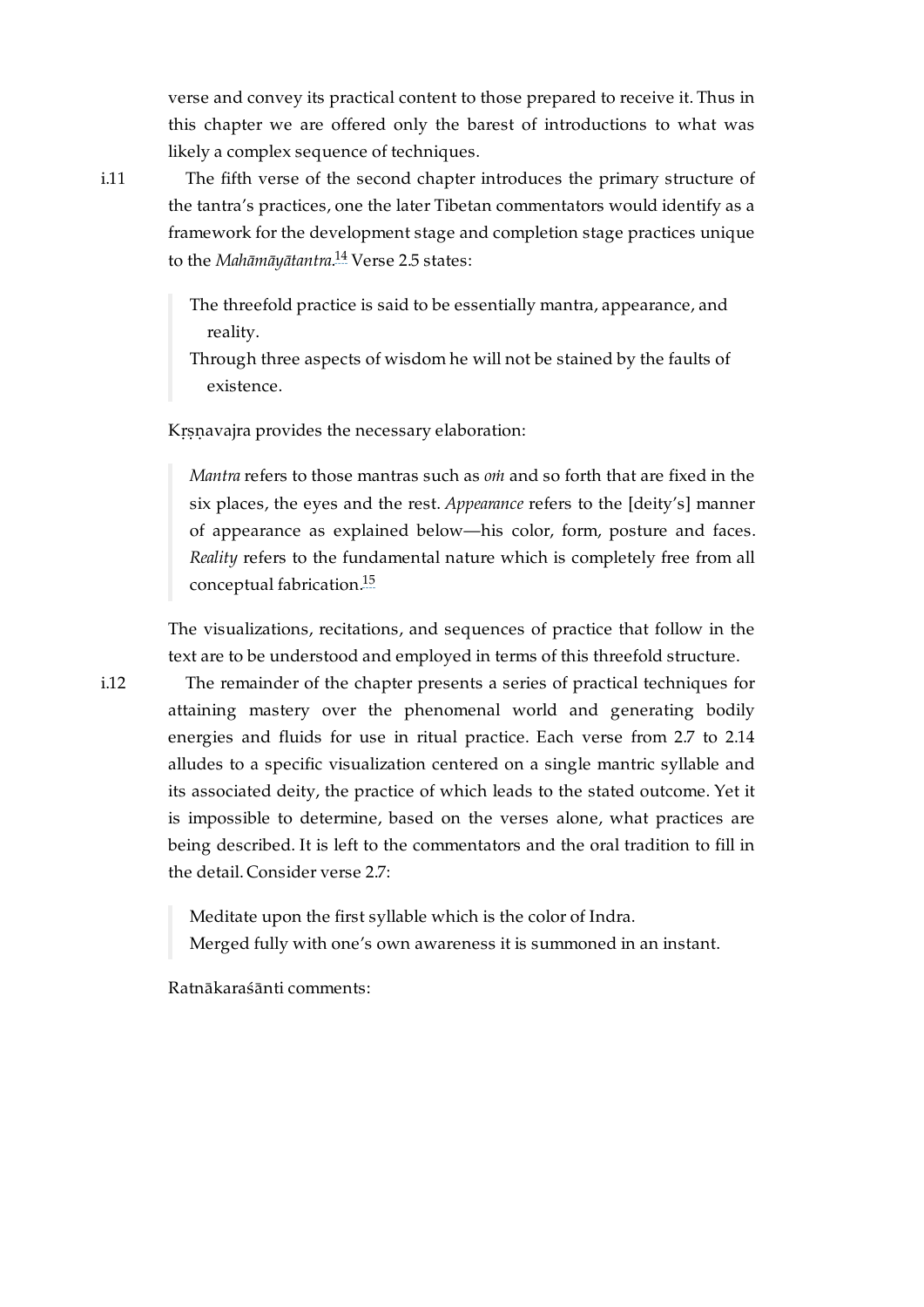verse and convey its practical content to those prepared to receive it. Thus in this chapter we are offered only the barest of introductions to what was likely a complex sequence of techniques.

i.11 The fifth verse of the second chapter introduces the primary structure of the tantra's practices, one the later Tibetan commentators would identify as a framework for the development stage and completion stage practices unique to the *Mahāmāyātantra*.[14] Verse 2.5 states:

> The threefold practice is said to be essentially mantra, appearance, and reality.
> Through three aspects of wisdom he will not be stained by the faults of existence.

Kṛṣṇavajra provides the necessary elaboration:

> *Mantra* refers to those mantras such as *oṁ* and so forth that are fixed in the six places, the eyes and the rest. *Appearance* refers to the [deity's] manner of appearance as explained below—his color, form, posture and faces. *Reality* refers to the fundamental nature which is completely free from all conceptual fabrication.[15]

The visualizations, recitations, and sequences of practice that follow in the text are to be understood and employed in terms of this threefold structure.

i.12 The remainder of the chapter presents a series of practical techniques for attaining mastery over the phenomenal world and generating bodily energies and fluids for use in ritual practice. Each verse from 2.7 to 2.14 alludes to a specific visualization centered on a single mantric syllable and its associated deity, the practice of which leads to the stated outcome. Yet it is impossible to determine, based on the verses alone, what practices are being described. It is left to the commentators and the oral tradition to fill in the detail. Consider verse 2.7:

> Meditate upon the first syllable which is the color of Indra.
> Merged fully with one's own awareness it is summoned in an instant.

Ratnākaraśānti comments: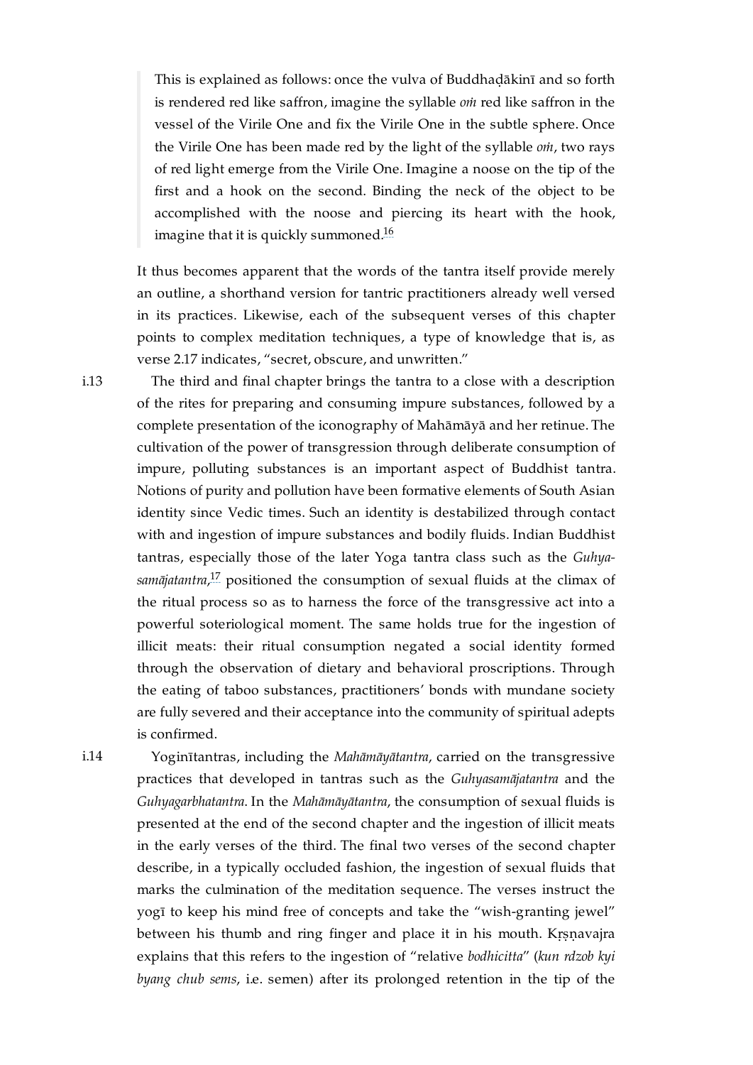> This is explained as follows: once the vulva of Buddhaḍākinī and so forth is rendered red like saffron, imagine the syllable *oṁ* red like saffron in the vessel of the Virile One and fix the Virile One in the subtle sphere. Once the Virile One has been made red by the light of the syllable *oṁ*, two rays of red light emerge from the Virile One. Imagine a noose on the tip of the first and a hook on the second. Binding the neck of the object to be accomplished with the noose and piercing its heart with the hook, imagine that it is quickly summoned.[16]

It thus becomes apparent that the words of the tantra itself provide merely an outline, a shorthand version for tantric practitioners already well versed in its practices. Likewise, each of the subsequent verses of this chapter points to complex meditation techniques, a type of knowledge that is, as verse 2.17 indicates, "secret, obscure, and unwritten."

i.13 The third and final chapter brings the tantra to a close with a description of the rites for preparing and consuming impure substances, followed by a complete presentation of the iconography of Mahāmāyā and her retinue. The cultivation of the power of transgression through deliberate consumption of impure, polluting substances is an important aspect of Buddhist tantra. Notions of purity and pollution have been formative elements of South Asian identity since Vedic times. Such an identity is destabilized through contact with and ingestion of impure substances and bodily fluids. Indian Buddhist tantras, especially those of the later Yoga tantra class such as the *Guhyasamājatantra*,[17] positioned the consumption of sexual fluids at the climax of the ritual process so as to harness the force of the transgressive act into a powerful soteriological moment. The same holds true for the ingestion of illicit meats: their ritual consumption negated a social identity formed through the observation of dietary and behavioral proscriptions. Through the eating of taboo substances, practitioners' bonds with mundane society are fully severed and their acceptance into the community of spiritual adepts is confirmed.

i.14 Yoginītantras, including the *Mahāmāyātantra*, carried on the transgressive practices that developed in tantras such as the *Guhyasamājatantra* and the *Guhyagarbhatantra*. In the *Mahāmāyātantra*, the consumption of sexual fluids is presented at the end of the second chapter and the ingestion of illicit meats in the early verses of the third. The final two verses of the second chapter describe, in a typically occluded fashion, the ingestion of sexual fluids that marks the culmination of the meditation sequence. The verses instruct the yogī to keep his mind free of concepts and take the "wish-granting jewel" between his thumb and ring finger and place it in his mouth. Kṛṣṇavajra explains that this refers to the ingestion of "relative *bodhicitta*" (*kun rdzob kyi byang chub sems*, i.e. semen) after its prolonged retention in the tip of the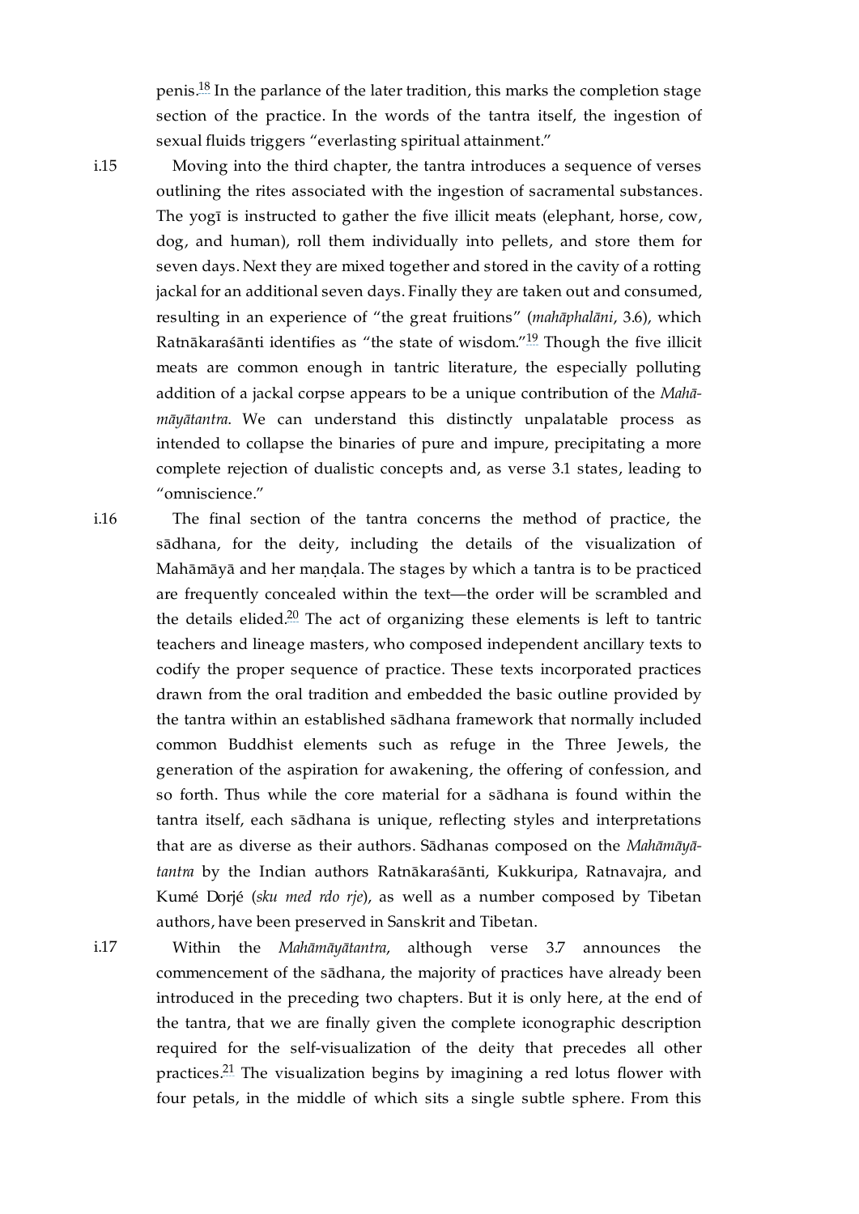penis.[18] In the parlance of the later tradition, this marks the completion stage section of the practice. In the words of the tantra itself, the ingestion of sexual fluids triggers "everlasting spiritual attainment."

i.15 Moving into the third chapter, the tantra introduces a sequence of verses outlining the rites associated with the ingestion of sacramental substances. The yogī is instructed to gather the five illicit meats (elephant, horse, cow, dog, and human), roll them individually into pellets, and store them for seven days. Next they are mixed together and stored in the cavity of a rotting jackal for an additional seven days. Finally they are taken out and consumed, resulting in an experience of "the great fruitions" (*mahāphalāni*, 3.6), which Ratnākaraśānti identifies as "the state of wisdom."[19] Though the five illicit meats are common enough in tantric literature, the especially polluting addition of a jackal corpse appears to be a unique contribution of the *Mahāmāyātantra*. We can understand this distinctly unpalatable process as intended to collapse the binaries of pure and impure, precipitating a more complete rejection of dualistic concepts and, as verse 3.1 states, leading to "omniscience."

i.16 The final section of the tantra concerns the method of practice, the sādhana, for the deity, including the details of the visualization of Mahāmāyā and her maṇḍala. The stages by which a tantra is to be practiced are frequently concealed within the text—the order will be scrambled and the details elided.[20] The act of organizing these elements is left to tantric teachers and lineage masters, who composed independent ancillary texts to codify the proper sequence of practice. These texts incorporated practices drawn from the oral tradition and embedded the basic outline provided by the tantra within an established sādhana framework that normally included common Buddhist elements such as refuge in the Three Jewels, the generation of the aspiration for awakening, the offering of confession, and so forth. Thus while the core material for a sādhana is found within the tantra itself, each sādhana is unique, reflecting styles and interpretations that are as diverse as their authors. Sādhanas composed on the *Mahāmāyātantra* by the Indian authors Ratnākaraśānti, Kukkuripa, Ratnavajra, and Kumé Dorjé (*sku med rdo rje*), as well as a number composed by Tibetan authors, have been preserved in Sanskrit and Tibetan.

i.17 Within the *Mahāmāyātantra*, although verse 3.7 announces the commencement of the sādhana, the majority of practices have already been introduced in the preceding two chapters. But it is only here, at the end of the tantra, that we are finally given the complete iconographic description required for the self-visualization of the deity that precedes all other practices.[21] The visualization begins by imagining a red lotus flower with four petals, in the middle of which sits a single subtle sphere. From this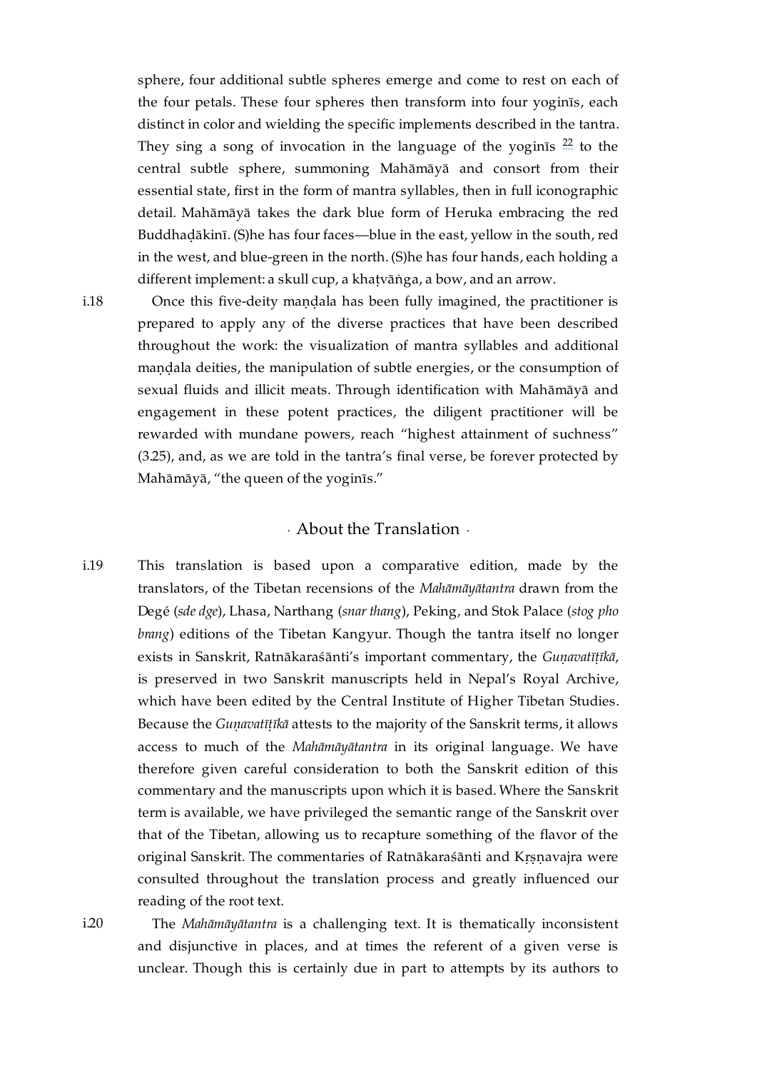sphere, four additional subtle spheres emerge and come to rest on each of the four petals. These four spheres then transform into four yoginīs, each distinct in color and wielding the specific implements described in the tantra. They sing a song of invocation in the language of the yoginīs [22] to the central subtle sphere, summoning Mahāmāyā and consort from their essential state, first in the form of mantra syllables, then in full iconographic detail. Mahāmāyā takes the dark blue form of Heruka embracing the red Buddhaḍākinī. (S)he has four faces—blue in the east, yellow in the south, red in the west, and blue-green in the north. (S)he has four hands, each holding a different implement: a skull cup, a khaṭvāṅga, a bow, and an arrow.

i.18 Once this five-deity maṇḍala has been fully imagined, the practitioner is prepared to apply any of the diverse practices that have been described throughout the work: the visualization of mantra syllables and additional maṇḍala deities, the manipulation of subtle energies, or the consumption of sexual fluids and illicit meats. Through identification with Mahāmāyā and engagement in these potent practices, the diligent practitioner will be rewarded with mundane powers, reach "highest attainment of suchness" (3.25), and, as we are told in the tantra's final verse, be forever protected by Mahāmāyā, "the queen of the yoginīs."

## · About the Translation ·

i.19 This translation is based upon a comparative edition, made by the translators, of the Tibetan recensions of the *Mahāmāyātantra* drawn from the Degé (*sde dge*), Lhasa, Narthang (*snar thang*), Peking, and Stok Palace (*stog pho brang*) editions of the Tibetan Kangyur. Though the tantra itself no longer exists in Sanskrit, Ratnākaraśānti's important commentary, the *Guṇavatīṭīkā*, is preserved in two Sanskrit manuscripts held in Nepal's Royal Archive, which have been edited by the Central Institute of Higher Tibetan Studies. Because the *Guṇavatīṭīkā* attests to the majority of the Sanskrit terms, it allows access to much of the *Mahāmāyātantra* in its original language. We have therefore given careful consideration to both the Sanskrit edition of this commentary and the manuscripts upon which it is based. Where the Sanskrit term is available, we have privileged the semantic range of the Sanskrit over that of the Tibetan, allowing us to recapture something of the flavor of the original Sanskrit. The commentaries of Ratnākaraśānti and Kṛṣṇavajra were consulted throughout the translation process and greatly influenced our reading of the root text.

i.20 The *Mahāmāyātantra* is a challenging text. It is thematically inconsistent and disjunctive in places, and at times the referent of a given verse is unclear. Though this is certainly due in part to attempts by its authors to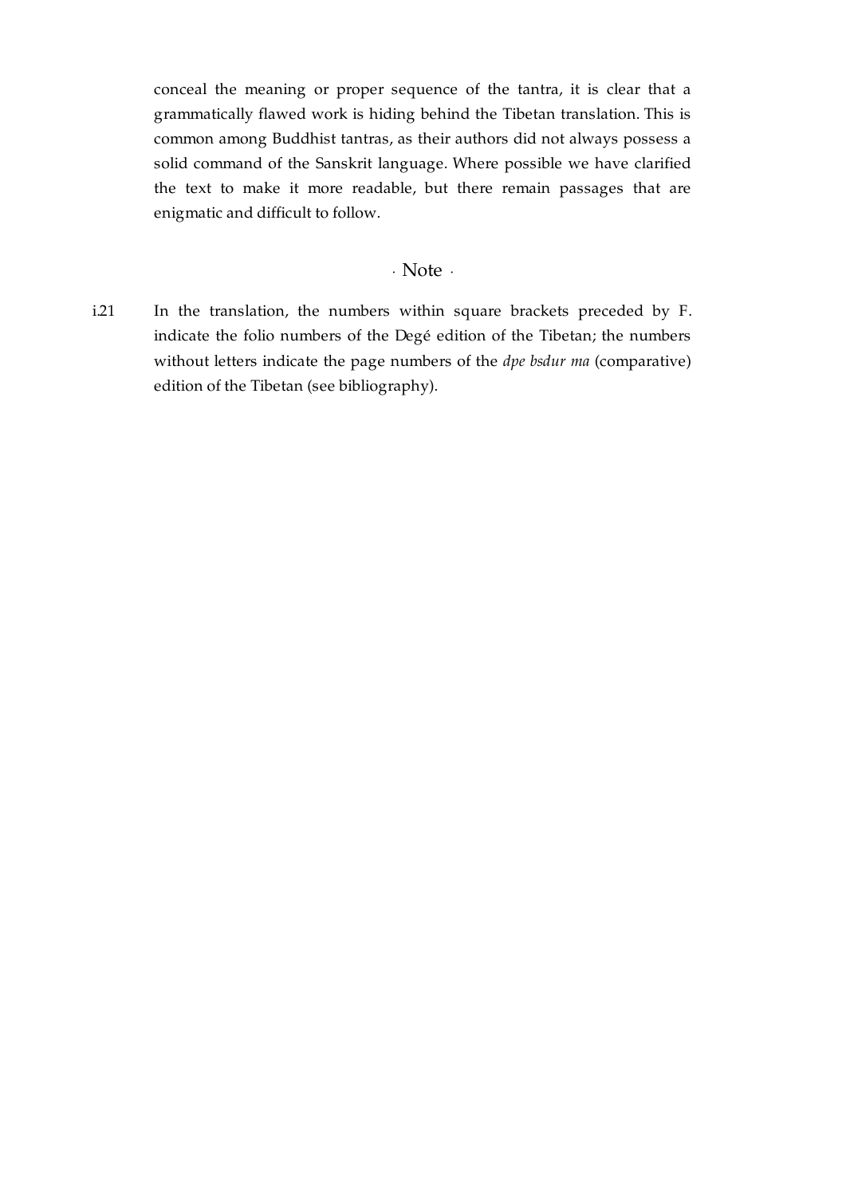conceal the meaning or proper sequence of the tantra, it is clear that a grammatically flawed work is hiding behind the Tibetan translation. This is common among Buddhist tantras, as their authors did not always possess a solid command of the Sanskrit language. Where possible we have clarified the text to make it more readable, but there remain passages that are enigmatic and difficult to follow.

## · Note ·

i.21 In the translation, the numbers within square brackets preceded by F. indicate the folio numbers of the Degé edition of the Tibetan; the numbers without letters indicate the page numbers of the *dpe bsdur ma* (comparative) edition of the Tibetan (see bibliography).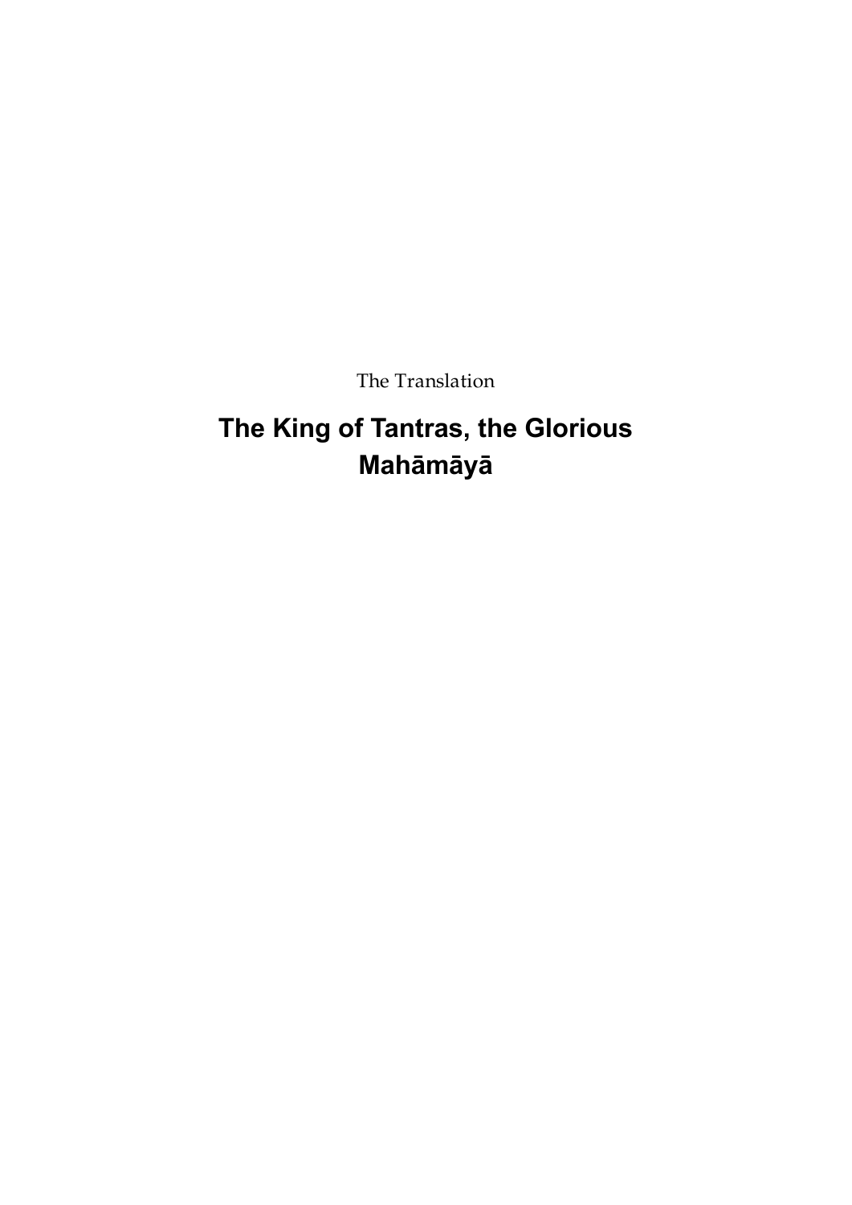The Translation

# The King of Tantras, the Glorious Mahāmāyā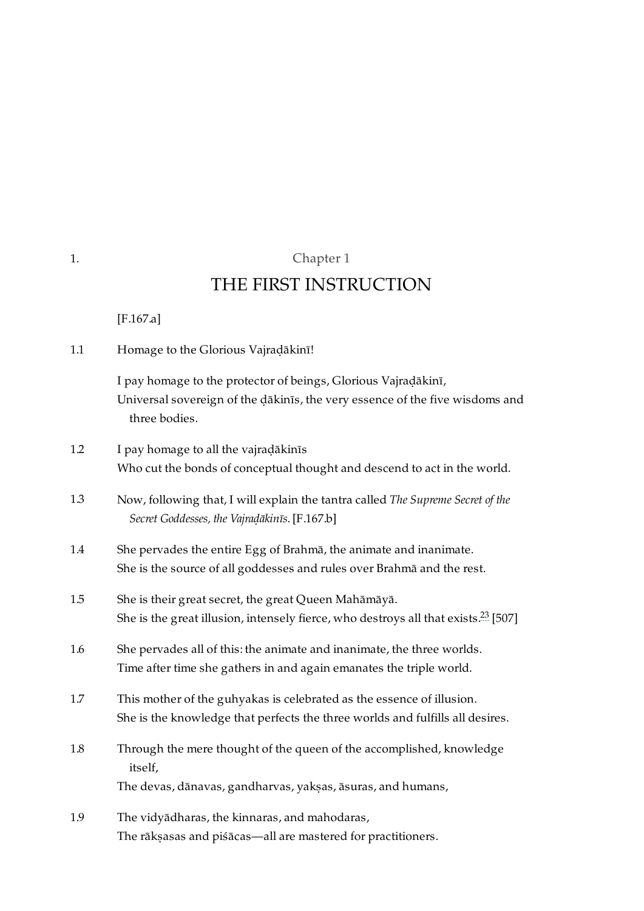1. Chapter 1

# THE FIRST INSTRUCTION

[F.167.a]

1.1 Homage to the Glorious Vajraḍākinī!

I pay homage to the protector of beings, Glorious Vajraḍākinī,
Universal sovereign of the ḍākinīs, the very essence of the five wisdoms and three bodies.

1.2 I pay homage to all the vajraḍākinīs
Who cut the bonds of conceptual thought and descend to act in the world.

1.3 Now, following that, I will explain the tantra called *The Supreme Secret of the Secret Goddesses, the Vajraḍākinīs*. [F.167.b]

1.4 She pervades the entire Egg of Brahmā, the animate and inanimate.
She is the source of all goddesses and rules over Brahmā and the rest.

1.5 She is their great secret, the great Queen Mahāmāyā.
She is the great illusion, intensely fierce, who destroys all that exists.[23] [507]

1.6 She pervades all of this: the animate and inanimate, the three worlds.
Time after time she gathers in and again emanates the triple world.

1.7 This mother of the guhyakas is celebrated as the essence of illusion.
She is the knowledge that perfects the three worlds and fulfills all desires.

1.8 Through the mere thought of the queen of the accomplished, knowledge itself,
The devas, dānavas, gandharvas, yakṣas, āsuras, and humans,

1.9 The vidyādharas, the kinnaras, and mahodaras,
The rākṣasas and piśācas—all are mastered for practitioners.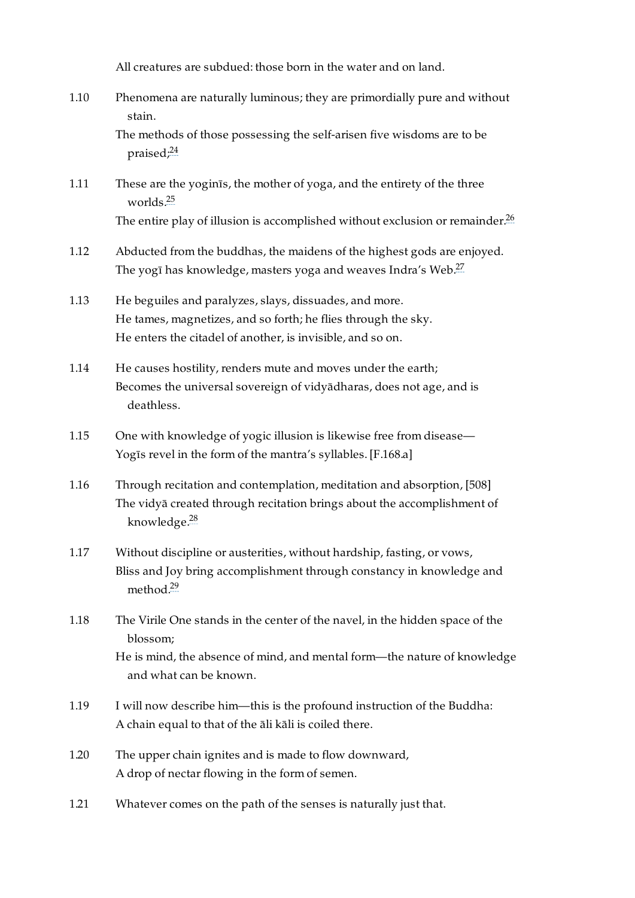All creatures are subdued: those born in the water and on land.

1.10 Phenomena are naturally luminous; they are primordially pure and without stain.
The methods of those possessing the self-arisen five wisdoms are to be praised;[24]

1.11 These are the yoginīs, the mother of yoga, and the entirety of the three worlds.[25]
The entire play of illusion is accomplished without exclusion or remainder.[26]

1.12 Abducted from the buddhas, the maidens of the highest gods are enjoyed.
The yogī has knowledge, masters yoga and weaves Indra's Web.[27]

1.13 He beguiles and paralyzes, slays, dissuades, and more.
He tames, magnetizes, and so forth; he flies through the sky.
He enters the citadel of another, is invisible, and so on.

1.14 He causes hostility, renders mute and moves under the earth;
Becomes the universal sovereign of vidyādharas, does not age, and is deathless.

1.15 One with knowledge of yogic illusion is likewise free from disease—
Yogīs revel in the form of the mantra's syllables. [F.168.a]

1.16 Through recitation and contemplation, meditation and absorption, [508]
The vidyā created through recitation brings about the accomplishment of knowledge.[28]

1.17 Without discipline or austerities, without hardship, fasting, or vows,
Bliss and Joy bring accomplishment through constancy in knowledge and method.[29]

1.18 The Virile One stands in the center of the navel, in the hidden space of the blossom;
He is mind, the absence of mind, and mental form—the nature of knowledge and what can be known.

1.19 I will now describe him—this is the profound instruction of the Buddha:
A chain equal to that of the āli kāli is coiled there.

1.20 The upper chain ignites and is made to flow downward,
A drop of nectar flowing in the form of semen.

1.21 Whatever comes on the path of the senses is naturally just that.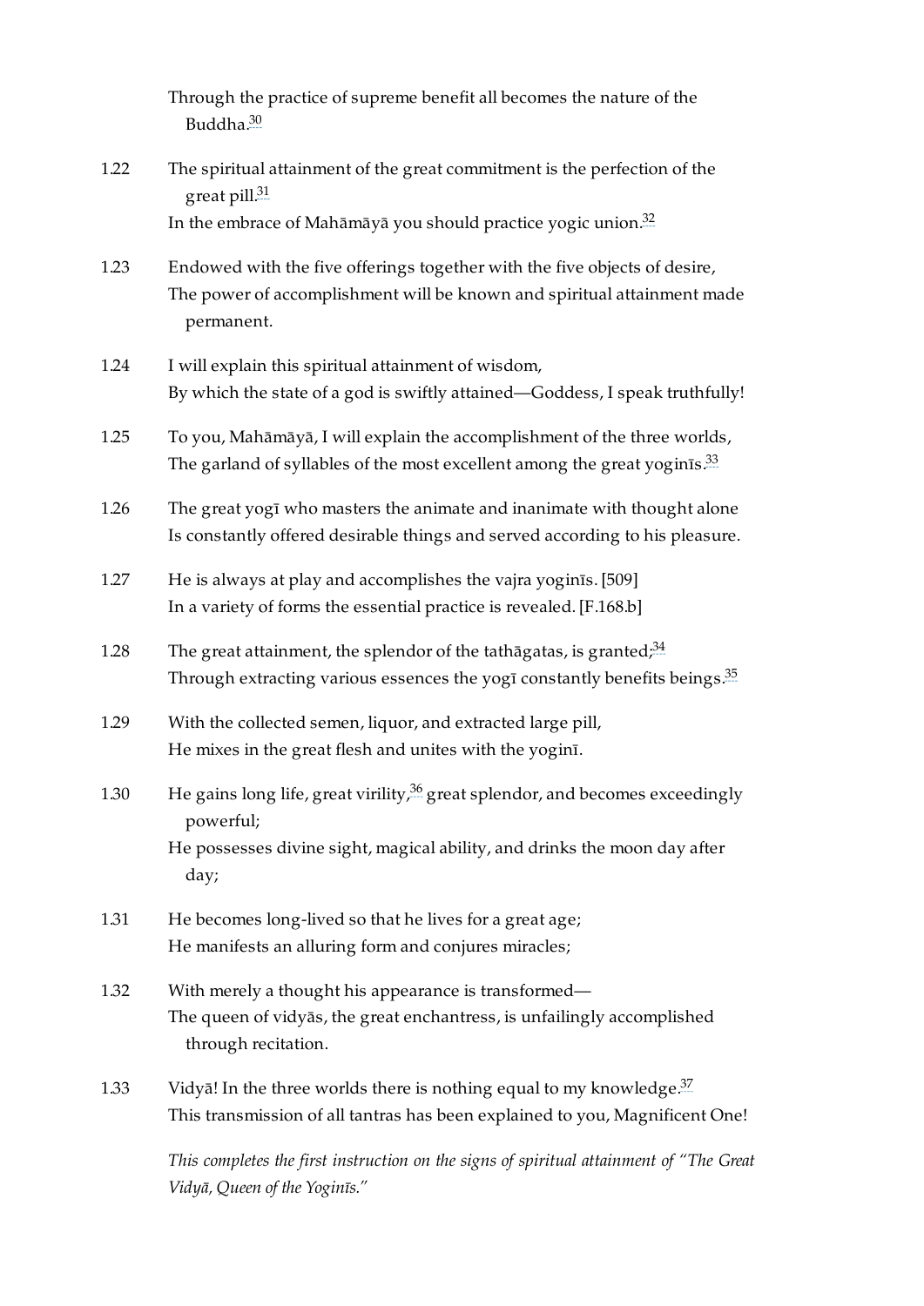Through the practice of supreme benefit all becomes the nature of the Buddha.[30]

1.22 The spiritual attainment of the great commitment is the perfection of the great pill.[31]
In the embrace of Mahāmāyā you should practice yogic union.[32]

1.23 Endowed with the five offerings together with the five objects of desire,
The power of accomplishment will be known and spiritual attainment made permanent.

1.24 I will explain this spiritual attainment of wisdom,
By which the state of a god is swiftly attained—Goddess, I speak truthfully!

1.25 To you, Mahāmāyā, I will explain the accomplishment of the three worlds,
The garland of syllables of the most excellent among the great yoginīs.[33]

1.26 The great yogī who masters the animate and inanimate with thought alone
Is constantly offered desirable things and served according to his pleasure.

1.27 He is always at play and accomplishes the vajra yoginīs. [509]
In a variety of forms the essential practice is revealed. [F.168.b]

1.28 The great attainment, the splendor of the tathāgatas, is granted;[34]
Through extracting various essences the yogī constantly benefits beings.[35]

1.29 With the collected semen, liquor, and extracted large pill,
He mixes in the great flesh and unites with the yoginī.

1.30 He gains long life, great virility,[36] great splendor, and becomes exceedingly powerful;
He possesses divine sight, magical ability, and drinks the moon day after day;

1.31 He becomes long-lived so that he lives for a great age;
He manifests an alluring form and conjures miracles;

1.32 With merely a thought his appearance is transformed—
The queen of vidyās, the great enchantress, is unfailingly accomplished through recitation.

1.33 Vidyā! In the three worlds there is nothing equal to my knowledge.[37]
This transmission of all tantras has been explained to you, Magnificent One!

*This completes the first instruction on the signs of spiritual attainment of "The Great Vidyā, Queen of the Yoginīs."*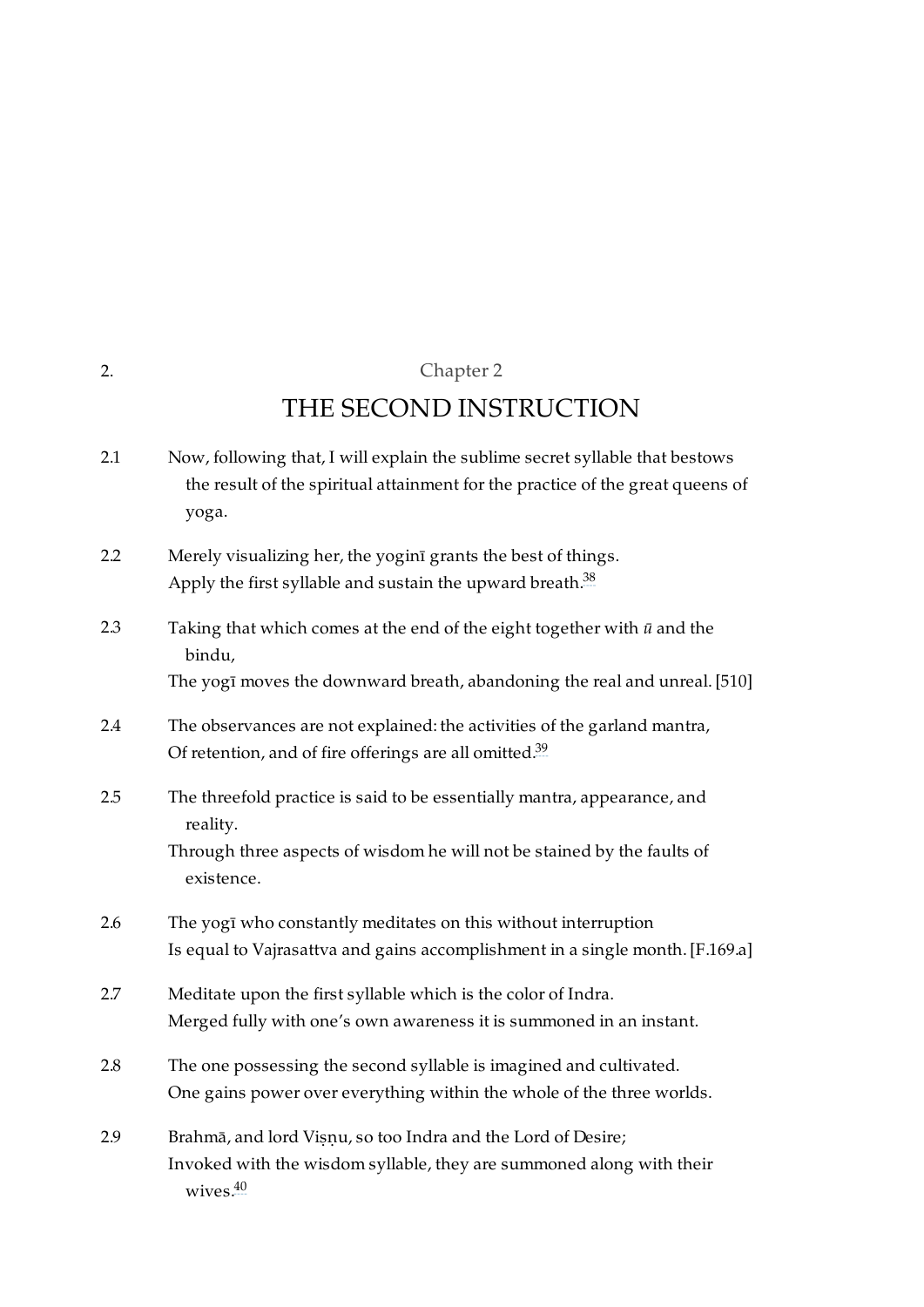2. Chapter 2

# THE SECOND INSTRUCTION

2.1 Now, following that, I will explain the sublime secret syllable that bestows the result of the spiritual attainment for the practice of the great queens of yoga.

2.2 Merely visualizing her, the yoginī grants the best of things.
Apply the first syllable and sustain the upward breath.[38]

2.3 Taking that which comes at the end of the eight together with *ū* and the bindu,
The yogī moves the downward breath, abandoning the real and unreal. [510]

2.4 The observances are not explained: the activities of the garland mantra,
Of retention, and of fire offerings are all omitted.[39]

2.5 The threefold practice is said to be essentially mantra, appearance, and reality.
Through three aspects of wisdom he will not be stained by the faults of existence.

2.6 The yogī who constantly meditates on this without interruption
Is equal to Vajrasattva and gains accomplishment in a single month. [F.169.a]

2.7 Meditate upon the first syllable which is the color of Indra.
Merged fully with one's own awareness it is summoned in an instant.

2.8 The one possessing the second syllable is imagined and cultivated.
One gains power over everything within the whole of the three worlds.

2.9 Brahmā, and lord Viṣṇu, so too Indra and the Lord of Desire;
Invoked with the wisdom syllable, they are summoned along with their wives.[40]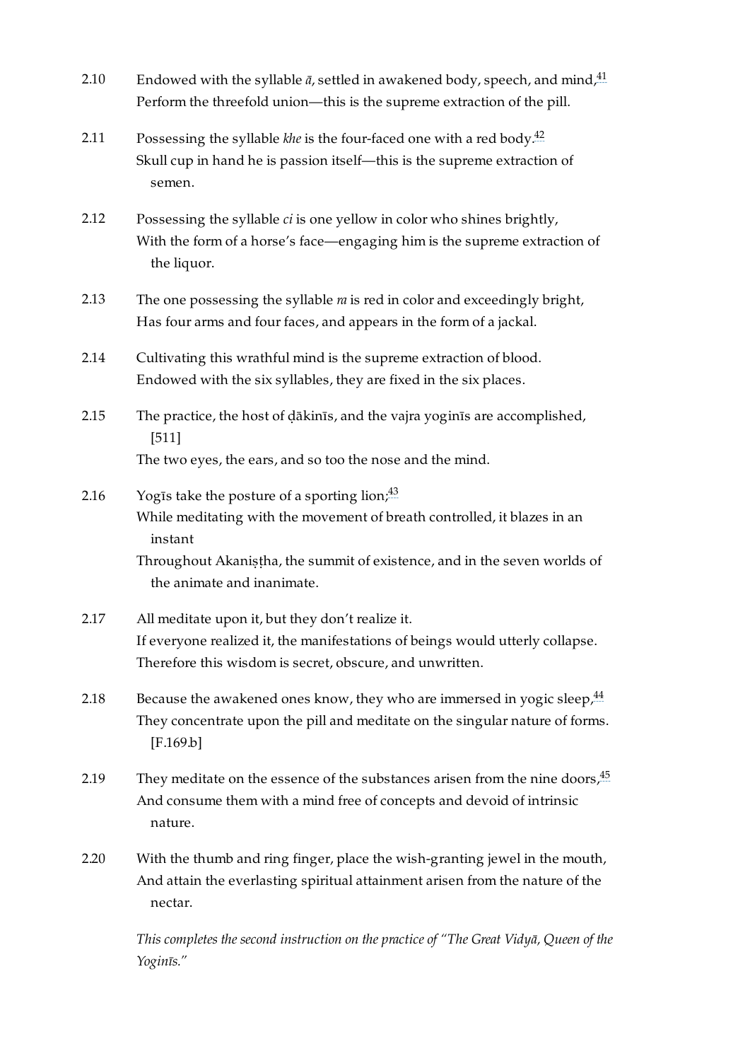2.10 Endowed with the syllable *ā*, settled in awakened body, speech, and mind,[41]
Perform the threefold union—this is the supreme extraction of the pill.

2.11 Possessing the syllable *khe* is the four-faced one with a red body.[42]
Skull cup in hand he is passion itself—this is the supreme extraction of semen.

2.12 Possessing the syllable *ci* is one yellow in color who shines brightly,
With the form of a horse's face—engaging him is the supreme extraction of the liquor.

2.13 The one possessing the syllable *ra* is red in color and exceedingly bright,
Has four arms and four faces, and appears in the form of a jackal.

2.14 Cultivating this wrathful mind is the supreme extraction of blood.
Endowed with the six syllables, they are fixed in the six places.

2.15 The practice, the host of ḍākinīs, and the vajra yoginīs are accomplished, [511]
The two eyes, the ears, and so too the nose and the mind.

2.16 Yogīs take the posture of a sporting lion;[43]
While meditating with the movement of breath controlled, it blazes in an instant
Throughout Akaniṣṭha, the summit of existence, and in the seven worlds of the animate and inanimate.

2.17 All meditate upon it, but they don't realize it.
If everyone realized it, the manifestations of beings would utterly collapse.
Therefore this wisdom is secret, obscure, and unwritten.

2.18 Because the awakened ones know, they who are immersed in yogic sleep,[44]
They concentrate upon the pill and meditate on the singular nature of forms. [F.169.b]

2.19 They meditate on the essence of the substances arisen from the nine doors,[45]
And consume them with a mind free of concepts and devoid of intrinsic nature.

2.20 With the thumb and ring finger, place the wish-granting jewel in the mouth,
And attain the everlasting spiritual attainment arisen from the nature of the nectar.

*This completes the second instruction on the practice of "The Great Vidyā, Queen of the Yoginīs."*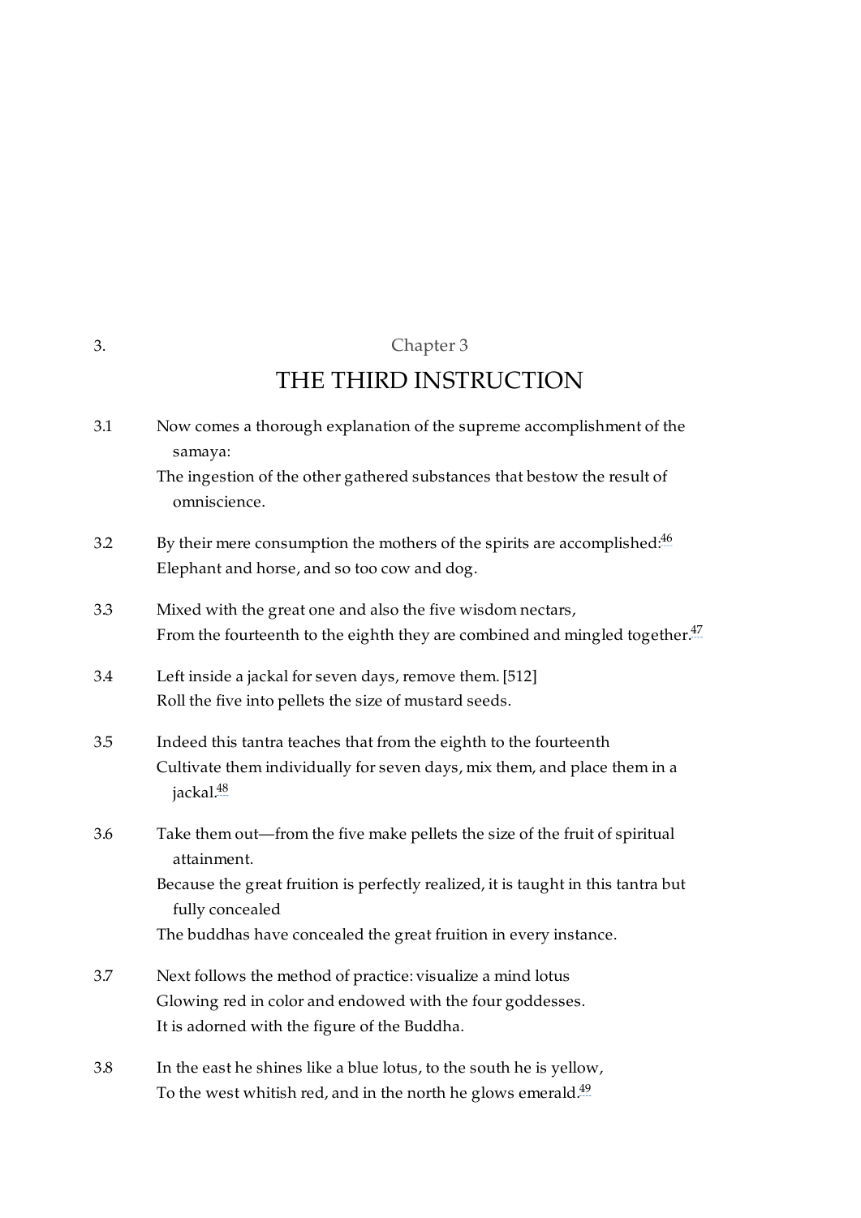3. Chapter 3

# THE THIRD INSTRUCTION

3.1 Now comes a thorough explanation of the supreme accomplishment of the samaya:
The ingestion of the other gathered substances that bestow the result of omniscience.

3.2 By their mere consumption the mothers of the spirits are accomplished:[46]
Elephant and horse, and so too cow and dog.

3.3 Mixed with the great one and also the five wisdom nectars,
From the fourteenth to the eighth they are combined and mingled together.[47]

3.4 Left inside a jackal for seven days, remove them. [512]
Roll the five into pellets the size of mustard seeds.

3.5 Indeed this tantra teaches that from the eighth to the fourteenth
Cultivate them individually for seven days, mix them, and place them in a jackal.[48]

3.6 Take them out—from the five make pellets the size of the fruit of spiritual attainment.
Because the great fruition is perfectly realized, it is taught in this tantra but fully concealed
The buddhas have concealed the great fruition in every instance.

3.7 Next follows the method of practice: visualize a mind lotus
Glowing red in color and endowed with the four goddesses.
It is adorned with the figure of the Buddha.

3.8 In the east he shines like a blue lotus, to the south he is yellow,
To the west whitish red, and in the north he glows emerald.[49]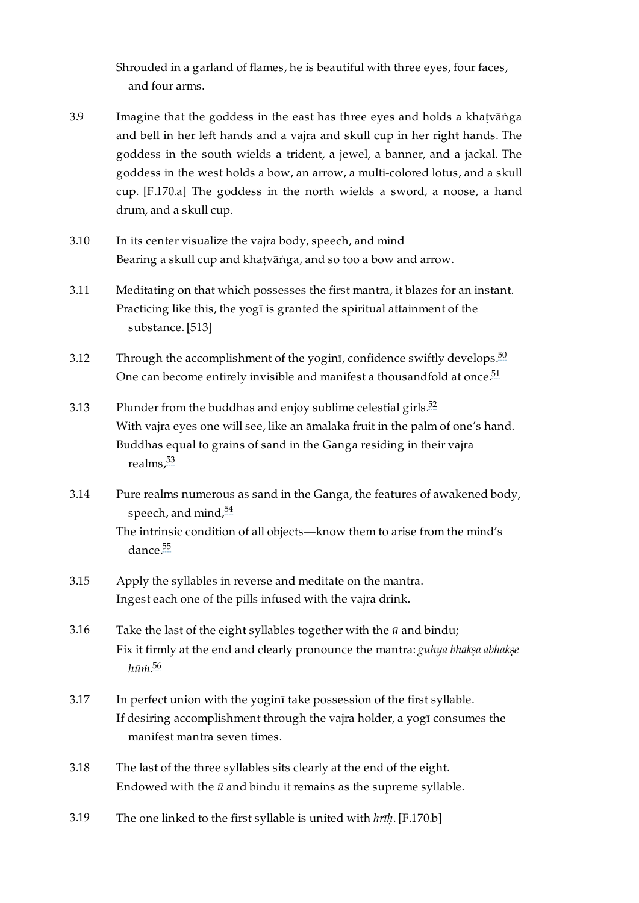Shrouded in a garland of flames, he is beautiful with three eyes, four faces, and four arms.

3.9 Imagine that the goddess in the east has three eyes and holds a khaṭvāṅga and bell in her left hands and a vajra and skull cup in her right hands. The goddess in the south wields a trident, a jewel, a banner, and a jackal. The goddess in the west holds a bow, an arrow, a multi-colored lotus, and a skull cup. [F.170.a] The goddess in the north wields a sword, a noose, a hand drum, and a skull cup.

3.10 In its center visualize the vajra body, speech, and mind
Bearing a skull cup and khaṭvāṅga, and so too a bow and arrow.

3.11 Meditating on that which possesses the first mantra, it blazes for an instant.
Practicing like this, the yogī is granted the spiritual attainment of the substance. [513]

3.12 Through the accomplishment of the yoginī, confidence swiftly develops.[50]
One can become entirely invisible and manifest a thousandfold at once.[51]

3.13 Plunder from the buddhas and enjoy sublime celestial girls.[52]
With vajra eyes one will see, like an āmalaka fruit in the palm of one's hand.
Buddhas equal to grains of sand in the Ganga residing in their vajra realms,[53]

3.14 Pure realms numerous as sand in the Ganga, the features of awakened body, speech, and mind,[54]
The intrinsic condition of all objects—know them to arise from the mind's dance.[55]

3.15 Apply the syllables in reverse and meditate on the mantra.
Ingest each one of the pills infused with the vajra drink.

3.16 Take the last of the eight syllables together with the *ū* and bindu;
Fix it firmly at the end and clearly pronounce the mantra: *guhya bhakṣa abhakṣe hūṁ*.[56]

3.17 In perfect union with the yoginī take possession of the first syllable.
If desiring accomplishment through the vajra holder, a yogī consumes the manifest mantra seven times.

3.18 The last of the three syllables sits clearly at the end of the eight.
Endowed with the *ū* and bindu it remains as the supreme syllable.

3.19 The one linked to the first syllable is united with *hrīḥ*. [F.170.b]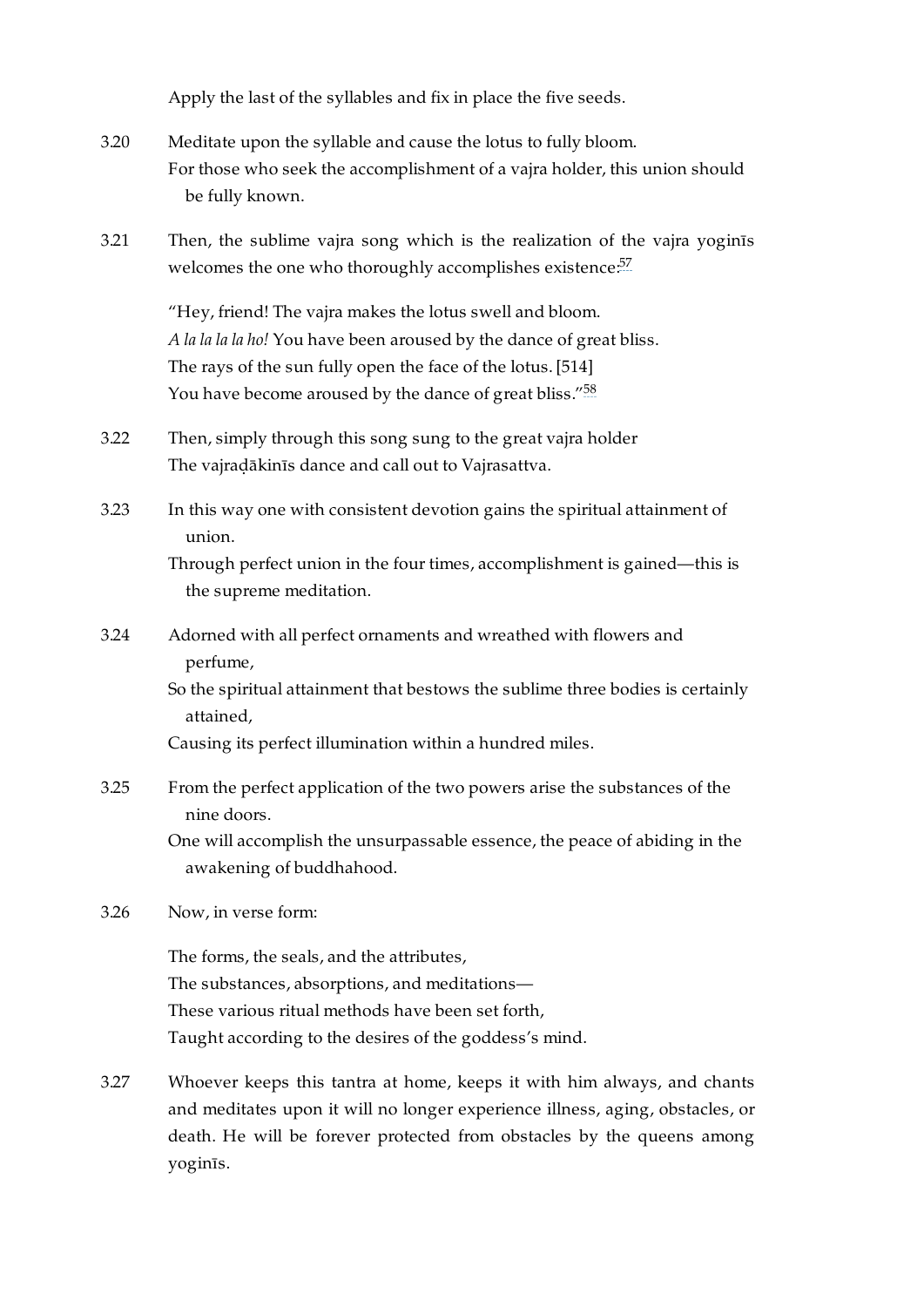Apply the last of the syllables and fix in place the five seeds.

3.20 Meditate upon the syllable and cause the lotus to fully bloom.
For those who seek the accomplishment of a vajra holder, this union should be fully known.

3.21 Then, the sublime vajra song which is the realization of the vajra yoginīs welcomes the one who thoroughly accomplishes existence:[57]

> "Hey, friend! The vajra makes the lotus swell and bloom.
> *A la la la la ho!* You have been aroused by the dance of great bliss.
> The rays of the sun fully open the face of the lotus. [514]
> You have become aroused by the dance of great bliss."[58]

3.22 Then, simply through this song sung to the great vajra holder
The vajraḍākinīs dance and call out to Vajrasattva.

3.23 In this way one with consistent devotion gains the spiritual attainment of union.
Through perfect union in the four times, accomplishment is gained—this is the supreme meditation.

3.24 Adorned with all perfect ornaments and wreathed with flowers and perfume,
So the spiritual attainment that bestows the sublime three bodies is certainly attained,
Causing its perfect illumination within a hundred miles.

3.25 From the perfect application of the two powers arise the substances of the nine doors.
One will accomplish the unsurpassable essence, the peace of abiding in the awakening of buddhahood.

3.26 Now, in verse form:

> The forms, the seals, and the attributes,
> The substances, absorptions, and meditations—
> These various ritual methods have been set forth,
> Taught according to the desires of the goddess's mind.

3.27 Whoever keeps this tantra at home, keeps it with him always, and chants and meditates upon it will no longer experience illness, aging, obstacles, or death. He will be forever protected from obstacles by the queens among yoginīs.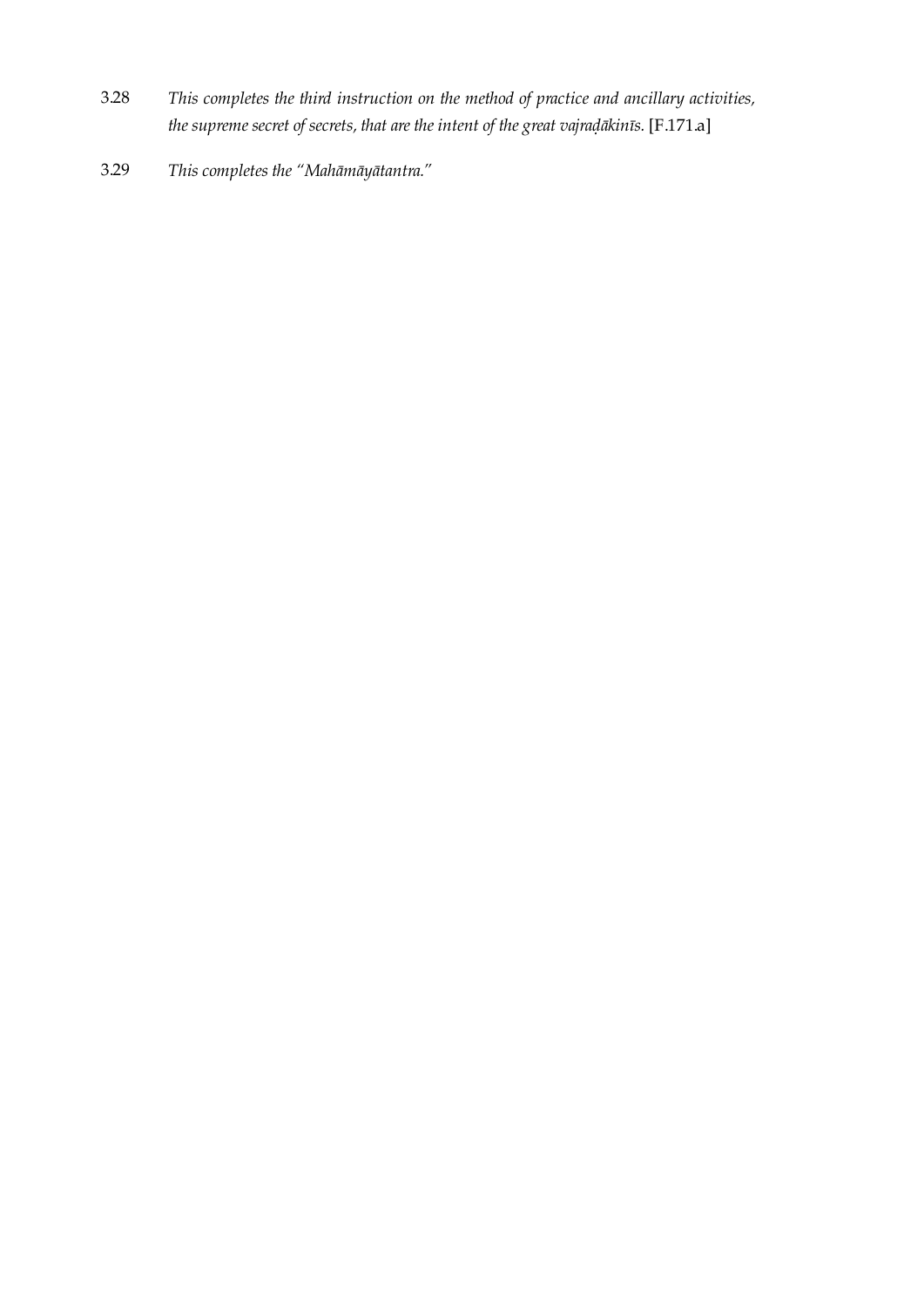3.28 *This completes the third instruction on the method of practice and ancillary activities, the supreme secret of secrets, that are the intent of the great vajraḍākinīs.* [F.171.a]

3.29 *This completes the "Mahāmāyātantra."*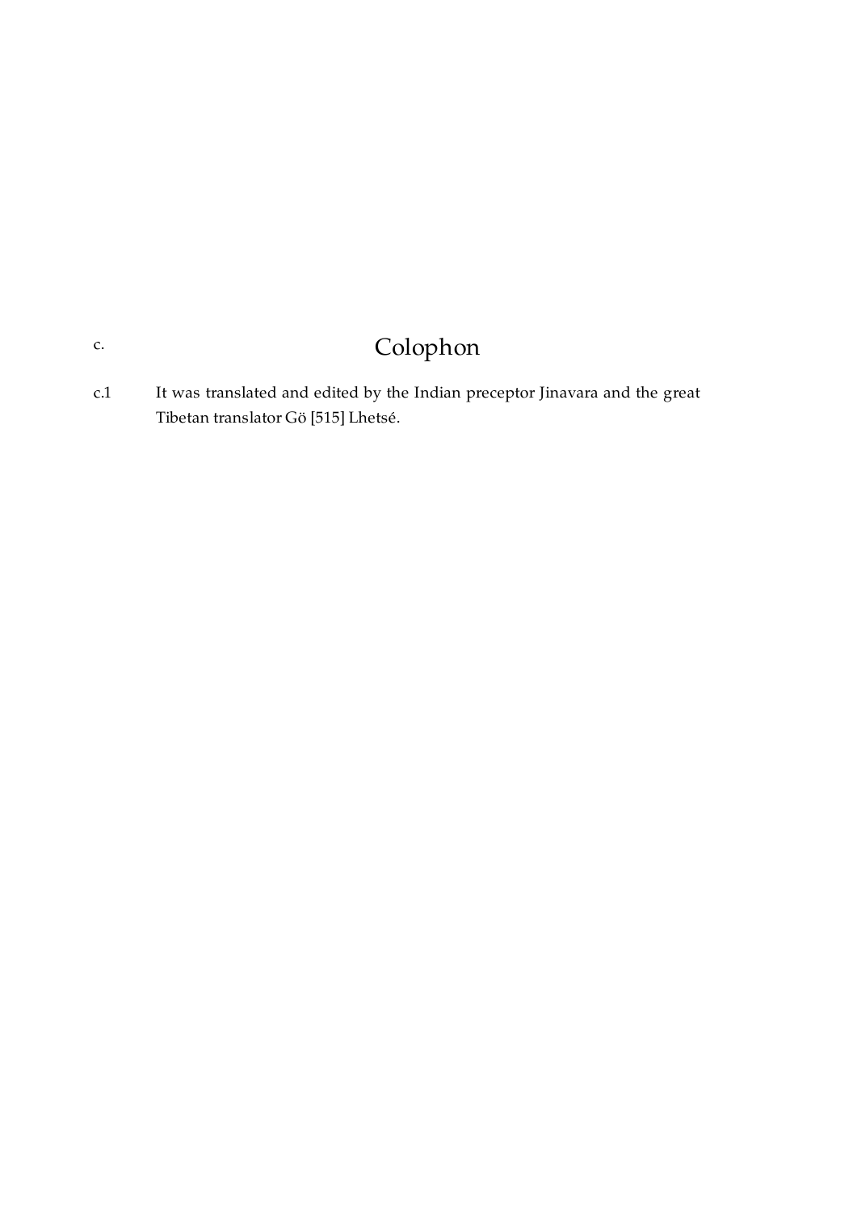c. 

# Colophon

c.1 It was translated and edited by the Indian preceptor Jinavara and the great Tibetan translator Gö [515] Lhetsé.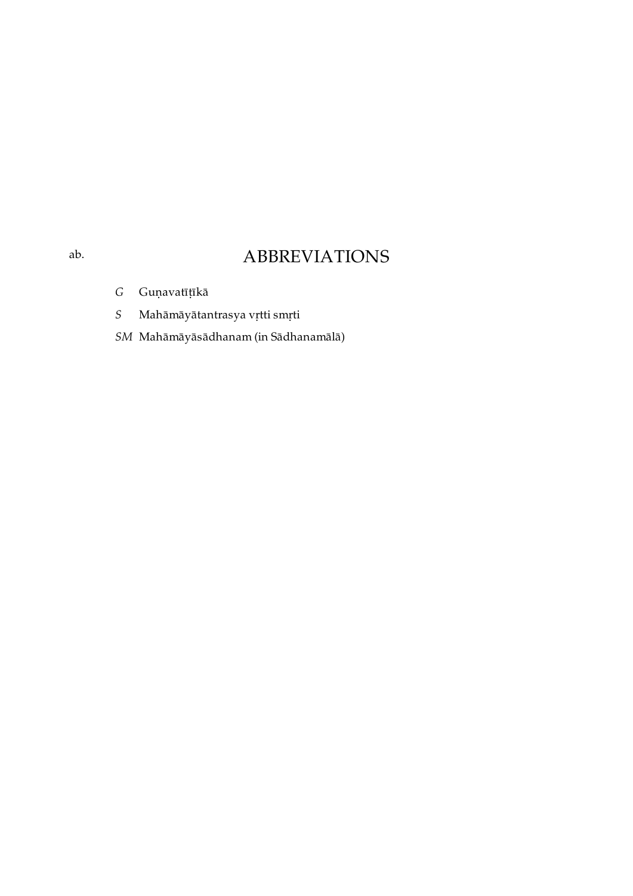ab.

# ABBREVIATIONS

*G* Guṇavatīṭīkā

*S* Mahāmāyātantrasya vṛtti smṛti

*SM* Mahāmāyāsādhanam (in Sādhanamālā)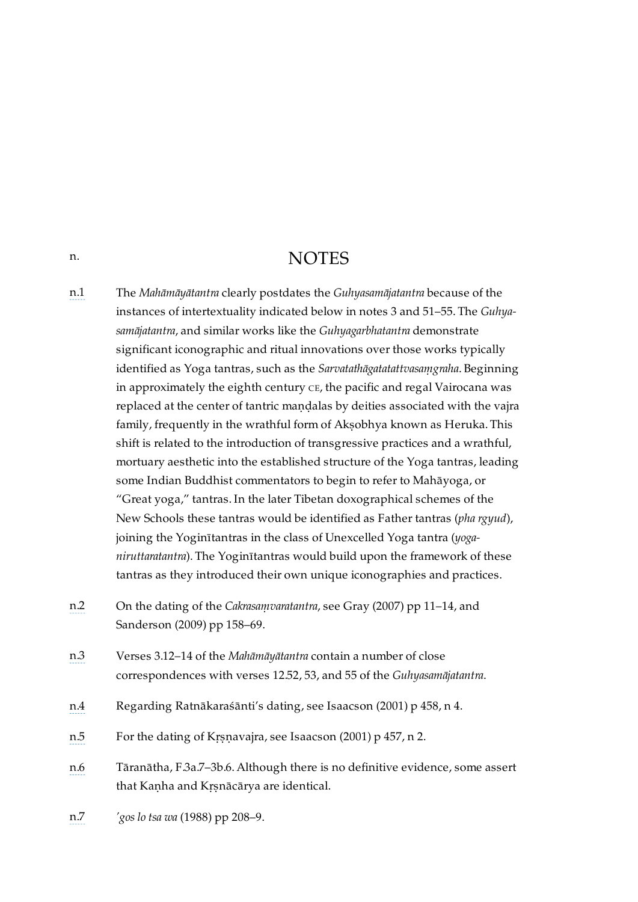# NOTES

n.1 The *Mahāmāyātantra* clearly postdates the *Guhyasamājatantra* because of the instances of intertextuality indicated below in notes 3 and 51–55. The *Guhyasamājatantra*, and similar works like the *Guhyagarbhatantra* demonstrate significant iconographic and ritual innovations over those works typically identified as Yoga tantras, such as the *Sarvatathāgatatattvasaṃgraha*. Beginning in approximately the eighth century CE, the pacific and regal Vairocana was replaced at the center of tantric maṇḍalas by deities associated with the vajra family, frequently in the wrathful form of Akṣobhya known as Heruka. This shift is related to the introduction of transgressive practices and a wrathful, mortuary aesthetic into the established structure of the Yoga tantras, leading some Indian Buddhist commentators to begin to refer to Mahāyoga, or "Great yoga," tantras. In the later Tibetan doxographical schemes of the New Schools these tantras would be identified as Father tantras (*pha rgyud*), joining the Yoginītantras in the class of Unexcelled Yoga tantra (*yoganiruttaratantra*). The Yoginītantras would build upon the framework of these tantras as they introduced their own unique iconographies and practices.

n.2 On the dating of the *Cakrasaṃvaratantra*, see Gray (2007) pp 11–14, and Sanderson (2009) pp 158–69.

n.3 Verses 3.12–14 of the *Mahāmāyātantra* contain a number of close correspondences with verses 12.52, 53, and 55 of the *Guhyasamājatantra*.

n.4 Regarding Ratnākaraśānti's dating, see Isaacson (2001) p 458, n 4.

n.5 For the dating of Kṛṣṇavajra, see Isaacson (2001) p 457, n 2.

n.6 Tāranātha, F.3a.7–3b.6. Although there is no definitive evidence, some assert that Kaṇha and Kṛṣṇācārya are identical.

n.7 *'gos lo tsa wa* (1988) pp 208–9.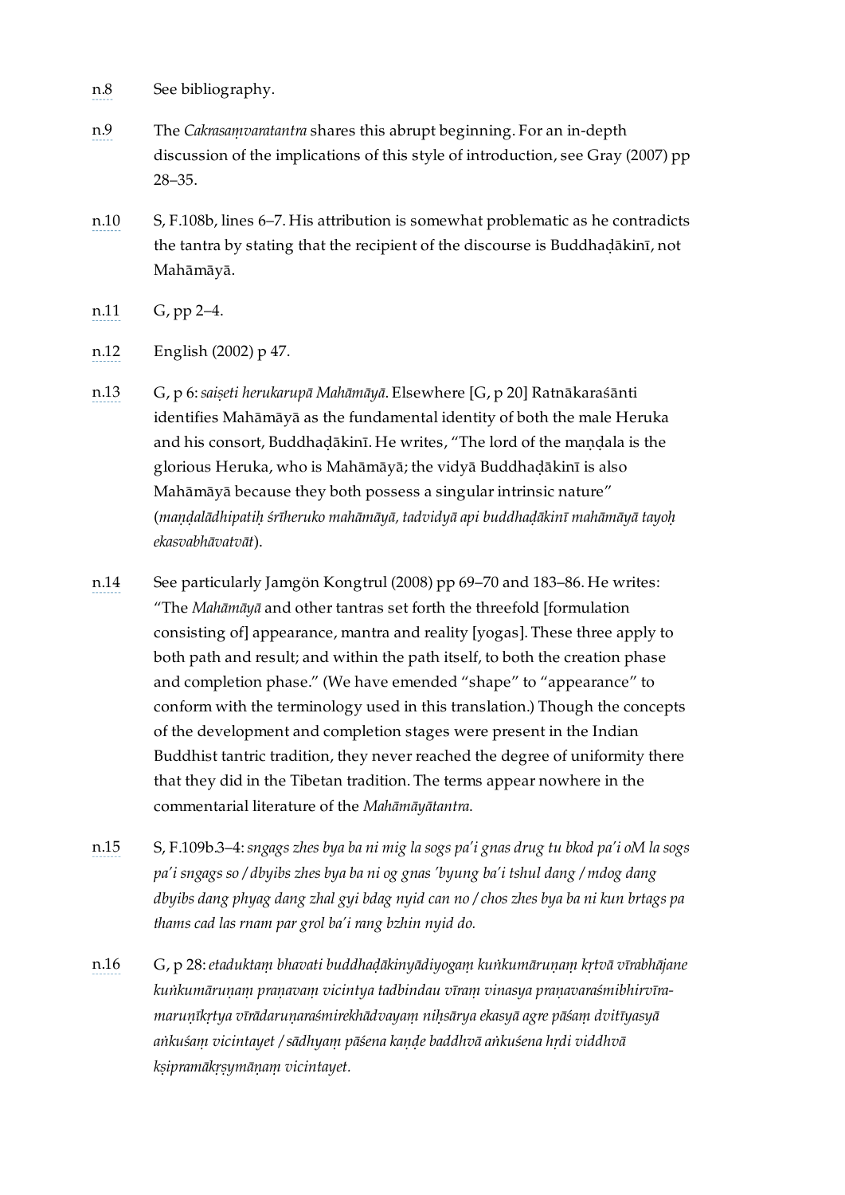n.8 See bibliography.

n.9 The *Cakrasaṃvaratantra* shares this abrupt beginning. For an in-depth discussion of the implications of this style of introduction, see Gray (2007) pp 28–35.

n.10 S, F.108b, lines 6–7. His attribution is somewhat problematic as he contradicts the tantra by stating that the recipient of the discourse is Buddhaḍākinī, not Mahāmāyā.

n.11 G, pp 2–4.

n.12 English (2002) p 47.

n.13 G, p 6: *saiṣeti herukarupā Mahāmāyā*. Elsewhere [G, p 20] Ratnākaraśānti identifies Mahāmāyā as the fundamental identity of both the male Heruka and his consort, Buddhaḍākinī. He writes, "The lord of the maṇḍala is the glorious Heruka, who is Mahāmāyā; the vidyā Buddhaḍākinī is also Mahāmāyā because they both possess a singular intrinsic nature" (*maṇḍalādhipatiḥ śrīheruko mahāmāyā, tadvidyā api buddhaḍākinī mahāmāyā tayoḥ ekasvabhāvatvāt*).

n.14 See particularly Jamgön Kongtrul (2008) pp 69–70 and 183–86. He writes: "The *Mahāmāyā* and other tantras set forth the threefold [formulation consisting of] appearance, mantra and reality [yogas]. These three apply to both path and result; and within the path itself, to both the creation phase and completion phase." (We have emended "shape" to "appearance" to conform with the terminology used in this translation.) Though the concepts of the development and completion stages were present in the Indian Buddhist tantric tradition, they never reached the degree of uniformity there that they did in the Tibetan tradition. The terms appear nowhere in the commentarial literature of the *Mahāmāyātantra*.

n.15 S, F.109b.3–4: *sngags zhes bya ba ni mig la sogs pa'i gnas drug tu bkod pa'i oM la sogs pa'i sngags so / dbyibs zhes bya ba ni og gnas 'byung ba'i tshul dang / mdog dang dbyibs dang phyag dang zhal gyi bdag nyid can no / chos zhes bya ba ni kun brtags pa thams cad las rnam par grol ba'i rang bzhin nyid do.*

n.16 G, p 28: *etaduktaṃ bhavati buddhaḍākinyādiyogaṃ kuṅkumāruṇaṃ kṛtvā vīrabhājane kuṅkumāruṇaṃ praṇavaṃ vicintya tadbindau vīraṃ vinasya praṇavaraśmibhirvīra-maruṇīkṛtya vīrādaruṇaraśmirekhādvayaṃ niḥsārya ekasyā agre pāśaṃ dvitīyasyā aṅkuśaṃ vicintayet / sādhyaṃ pāśena kaṇḍe baddhvā aṅkuśena hṛdi viddhvā kṣipramākṛṣyamāṇaṃ vicintayet.*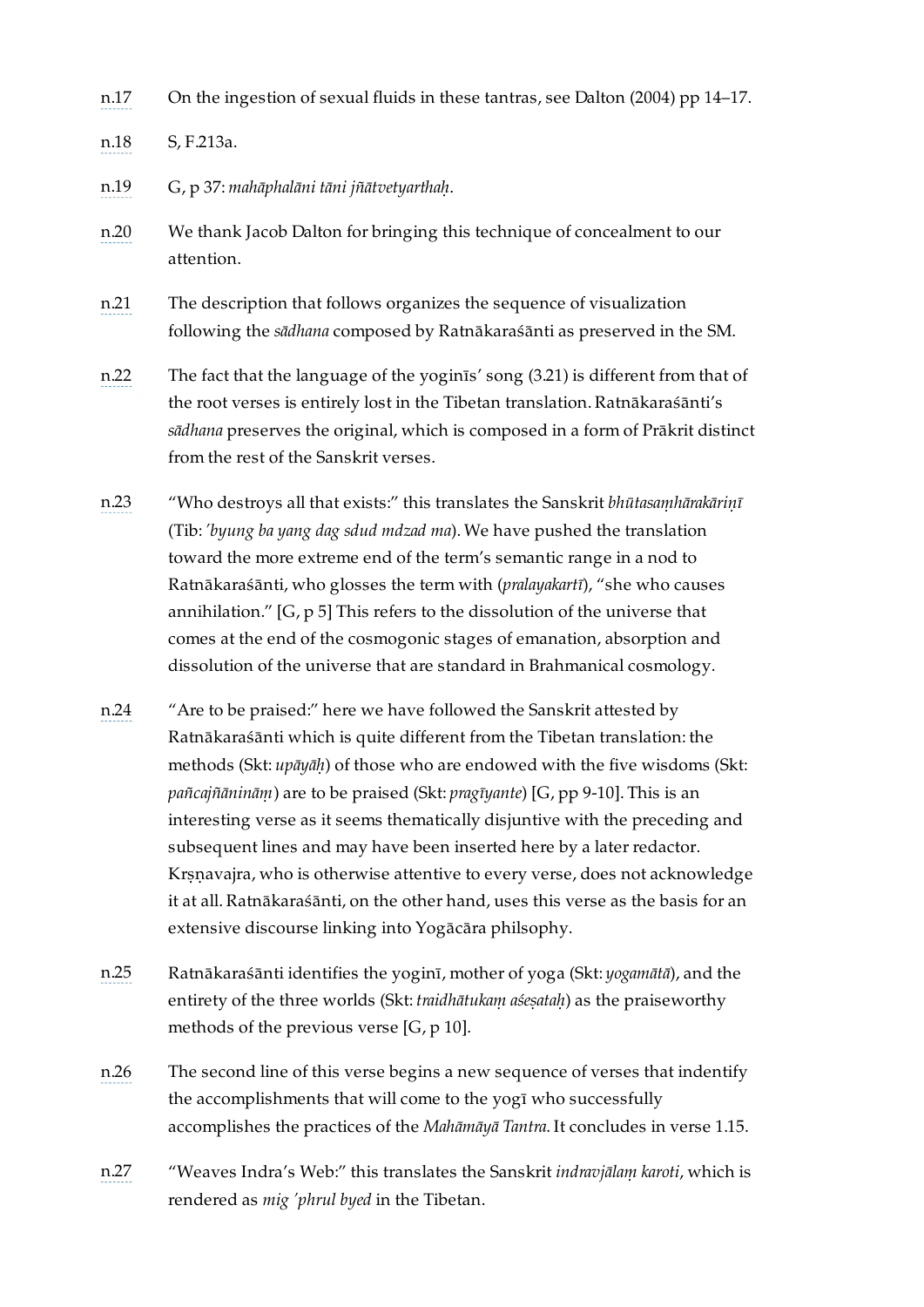n.17 On the ingestion of sexual fluids in these tantras, see Dalton (2004) pp 14–17.

n.18 S, F.213a.

n.19 G, p 37: *mahāphalāni tāni jñātvetyarthaḥ*.

n.20 We thank Jacob Dalton for bringing this technique of concealment to our attention.

n.21 The description that follows organizes the sequence of visualization following the *sādhana* composed by Ratnākaraśānti as preserved in the SM.

n.22 The fact that the language of the yoginīs' song (3.21) is different from that of the root verses is entirely lost in the Tibetan translation. Ratnākaraśānti's *sādhana* preserves the original, which is composed in a form of Prākrit distinct from the rest of the Sanskrit verses.

n.23 "Who destroys all that exists:" this translates the Sanskrit *bhūtasaṃhārakāriṇī* (Tib: *'byung ba yang dag sdud mdzad ma*). We have pushed the translation toward the more extreme end of the term's semantic range in a nod to Ratnākaraśānti, who glosses the term with (*pralayakartī*), "she who causes annihilation." [G, p 5] This refers to the dissolution of the universe that comes at the end of the cosmogonic stages of emanation, absorption and dissolution of the universe that are standard in Brahmanical cosmology.

n.24 "Are to be praised:" here we have followed the Sanskrit attested by Ratnākaraśānti which is quite different from the Tibetan translation: the methods (Skt: *upāyāḥ*) of those who are endowed with the five wisdoms (Skt: *pañcajñānināṃ*) are to be praised (Skt: *pragīyante*) [G, pp 9-10]. This is an interesting verse as it seems thematically disjuntive with the preceding and subsequent lines and may have been inserted here by a later redactor. Kṛṣṇavajra, who is otherwise attentive to every verse, does not acknowledge it at all. Ratnākaraśānti, on the other hand, uses this verse as the basis for an extensive discourse linking into Yogācāra philsophy.

n.25 Ratnākaraśānti identifies the yoginī, mother of yoga (Skt: *yogamātā*), and the entirety of the three worlds (Skt: *traidhātukaṃ aśeṣataḥ*) as the praiseworthy methods of the previous verse [G, p 10].

n.26 The second line of this verse begins a new sequence of verses that indentify the accomplishments that will come to the yogī who successfully accomplishes the practices of the *Mahāmāyā Tantra*. It concludes in verse 1.15.

n.27 "Weaves Indra's Web:" this translates the Sanskrit *indravjālaṃ karoti*, which is rendered as *mig 'phrul byed* in the Tibetan.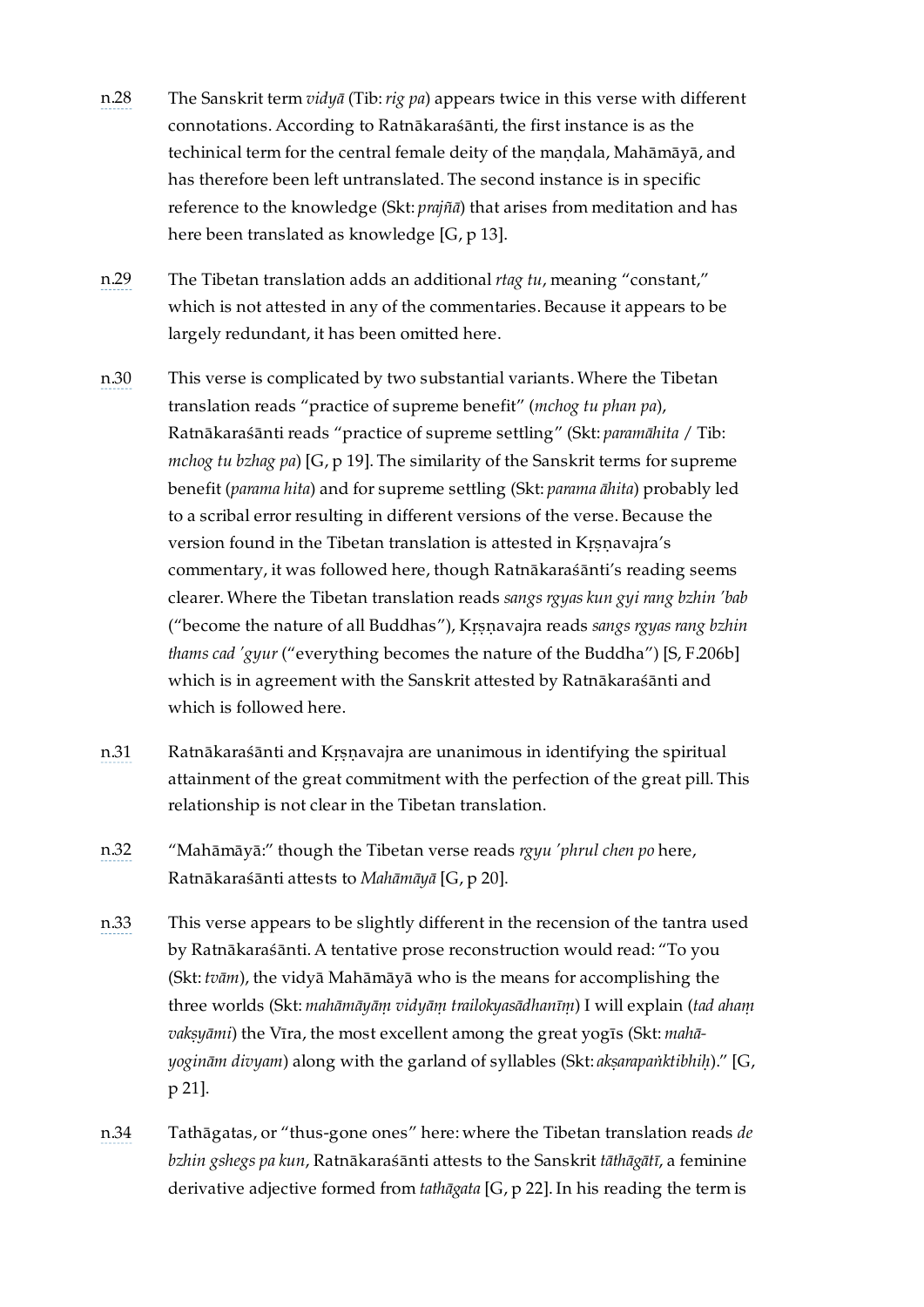n.28 The Sanskrit term *vidyā* (Tib: *rig pa*) appears twice in this verse with different connotations. According to Ratnākaraśānti, the first instance is as the techinical term for the central female deity of the maṇḍala, Mahāmāyā, and has therefore been left untranslated. The second instance is in specific reference to the knowledge (Skt: *prajñā*) that arises from meditation and has here been translated as knowledge [G, p 13].

n.29 The Tibetan translation adds an additional *rtag tu*, meaning "constant," which is not attested in any of the commentaries. Because it appears to be largely redundant, it has been omitted here.

n.30 This verse is complicated by two substantial variants. Where the Tibetan translation reads "practice of supreme benefit" (*mchog tu phan pa*), Ratnākaraśānti reads "practice of supreme settling" (Skt: *paramāhita* / Tib: *mchog tu bzhag pa*) [G, p 19]. The similarity of the Sanskrit terms for supreme benefit (*parama hita*) and for supreme settling (Skt: *parama āhita*) probably led to a scribal error resulting in different versions of the verse. Because the version found in the Tibetan translation is attested in Kṛṣṇavajra's commentary, it was followed here, though Ratnākaraśānti's reading seems clearer. Where the Tibetan translation reads *sangs rgyas kun gyi rang bzhin 'bab* ("become the nature of all Buddhas"), Kṛṣṇavajra reads *sangs rgyas rang bzhin thams cad 'gyur* ("everything becomes the nature of the Buddha") [S, F.206b] which is in agreement with the Sanskrit attested by Ratnākaraśānti and which is followed here.

n.31 Ratnākaraśānti and Kṛṣṇavajra are unanimous in identifying the spiritual attainment of the great commitment with the perfection of the great pill. This relationship is not clear in the Tibetan translation.

n.32 "Mahāmāyā:" though the Tibetan verse reads *rgyu 'phrul chen po* here, Ratnākaraśānti attests to *Mahāmāyā* [G, p 20].

n.33 This verse appears to be slightly different in the recension of the tantra used by Ratnākaraśānti. A tentative prose reconstruction would read: "To you (Skt: *tvām*), the vidyā Mahāmāyā who is the means for accomplishing the three worlds (Skt: *mahāmāyāṃ vidyāṃ trailokyasādhanīṃ*) I will explain (*tad ahaṃ vakṣyāmi*) the Vīra, the most excellent among the great yogīs (Skt: *mahāyoginām divyam*) along with the garland of syllables (Skt: *akṣarapaṅktibhiḥ*)." [G, p 21].

n.34 Tathāgatas, or "thus-gone ones" here: where the Tibetan translation reads *de bzhin gshegs pa kun*, Ratnākaraśānti attests to the Sanskrit *tāthāgātī*, a feminine derivative adjective formed from *tathāgata* [G, p 22]. In his reading the term is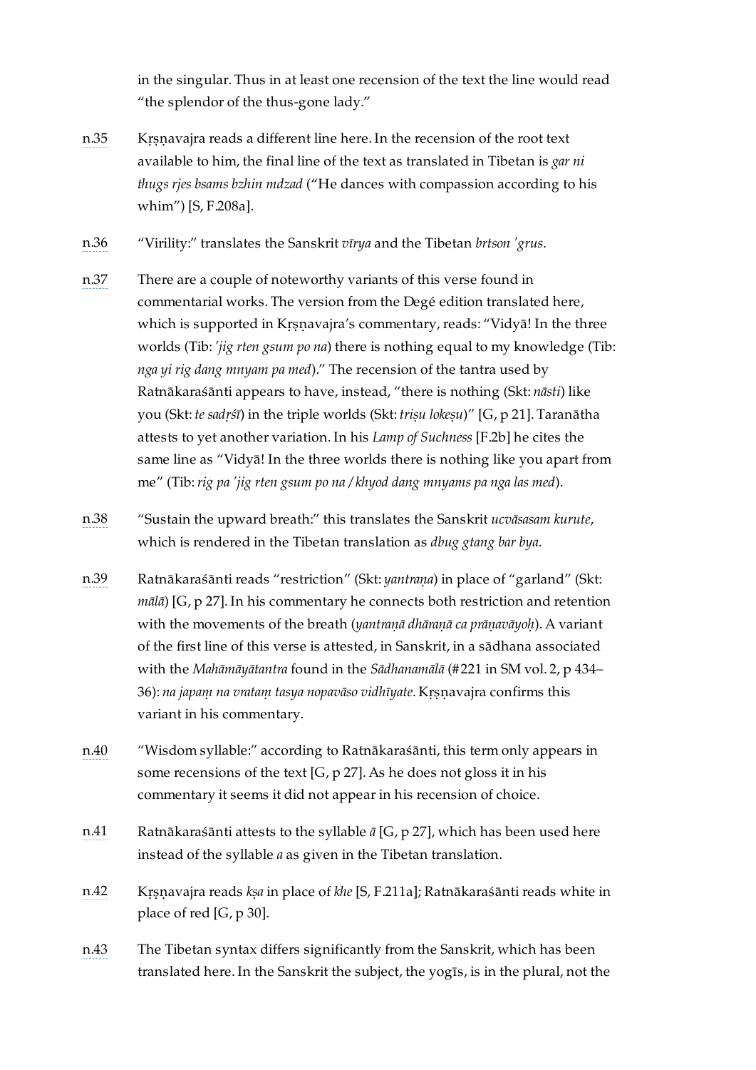in the singular. Thus in at least one recension of the text the line would read "the splendor of the thus-gone lady."

n.35 Kṛṣṇavajra reads a different line here. In the recension of the root text available to him, the final line of the text as translated in Tibetan is *gar ni thugs rjes bsams bzhin mdzad* ("He dances with compassion according to his whim") [S, F.208a].

n.36 "Virility:" translates the Sanskrit *vīrya* and the Tibetan *brtson 'grus*.

n.37 There are a couple of noteworthy variants of this verse found in commentarial works. The version from the Degé edition translated here, which is supported in Kṛṣṇavajra's commentary, reads: "Vidyā! In the three worlds (Tib: *'jig rten gsum po na*) there is nothing equal to my knowledge (Tib: *nga yi rig dang mnyam pa med*)." The recension of the tantra used by Ratnākaraśānti appears to have, instead, "there is nothing (Skt: *nāsti*) like you (Skt: *te sadṛśī*) in the triple worlds (Skt: *triṣu lokeṣu*)" [G, p 21]. Taranātha attests to yet another variation. In his *Lamp of Suchness* [F.2b] he cites the same line as "Vidyā! In the three worlds there is nothing like you apart from me" (Tib: *rig pa 'jig rten gsum po na / khyod dang mnyams pa nga las med*).

n.38 "Sustain the upward breath:" this translates the Sanskrit *ucvāsasam kurute*, which is rendered in the Tibetan translation as *dbug gtang bar bya*.

n.39 Ratnākaraśānti reads "restriction" (Skt: *yantraṇa*) in place of "garland" (Skt: *mālā*) [G, p 27]. In his commentary he connects both restriction and retention with the movements of the breath (*yantraṇā dhāraṇā ca prāṇavāyoḥ*). A variant of the first line of this verse is attested, in Sanskrit, in a sādhana associated with the *Mahāmāyātantra* found in the *Sādhanamālā* (#221 in SM vol. 2, p 434–36): *na japaṃ na vrataṃ tasya nopavāso vidhīyate*. Kṛṣṇavajra confirms this variant in his commentary.

n.40 "Wisdom syllable:" according to Ratnākaraśānti, this term only appears in some recensions of the text [G, p 27]. As he does not gloss it in his commentary it seems it did not appear in his recension of choice.

n.41 Ratnākaraśānti attests to the syllable *ā* [G, p 27], which has been used here instead of the syllable *a* as given in the Tibetan translation.

n.42 Kṛṣṇavajra reads *kṣa* in place of *khe* [S, F.211a]; Ratnākaraśānti reads white in place of red [G, p 30].

n.43 The Tibetan syntax differs significantly from the Sanskrit, which has been translated here. In the Sanskrit the subject, the yogīs, is in the plural, not the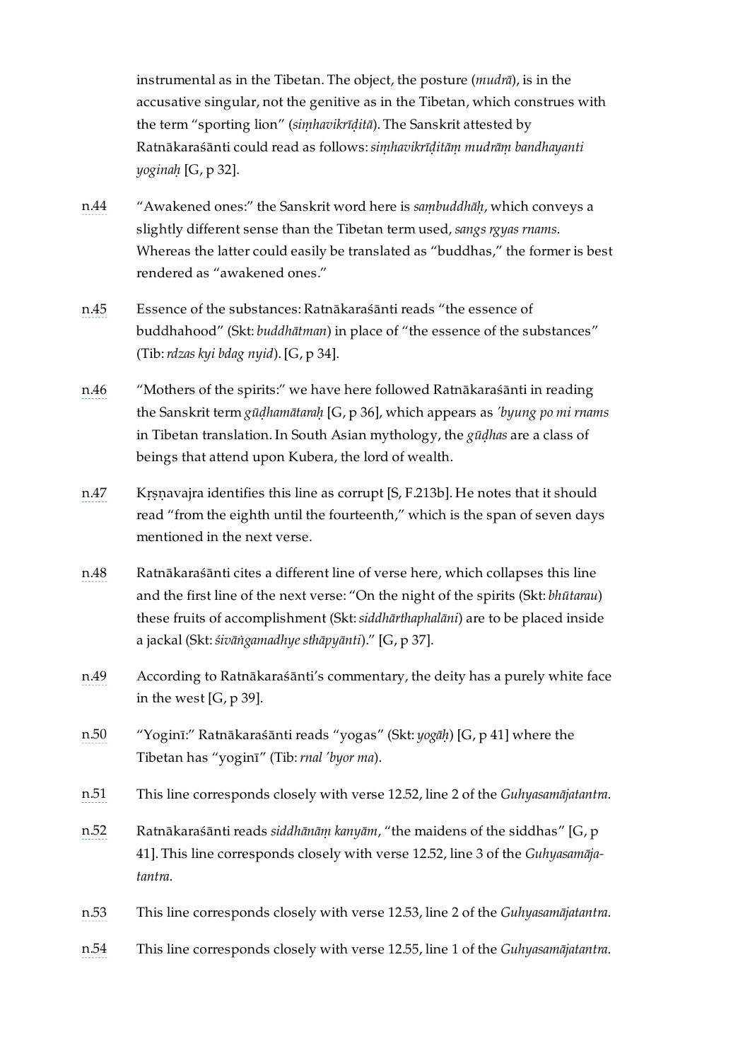instrumental as in the Tibetan. The object, the posture (*mudrā*), is in the accusative singular, not the genitive as in the Tibetan, which construes with the term "sporting lion" (*siṃhavikrīḍitā*). The Sanskrit attested by Ratnākaraśānti could read as follows: *siṃhavikrīḍitāṃ mudrāṃ bandhayanti yoginaḥ* [G, p 32].

n.44 "Awakened ones:" the Sanskrit word here is *saṃbuddhāḥ*, which conveys a slightly different sense than the Tibetan term used, *sangs rgyas rnams*. Whereas the latter could easily be translated as "buddhas," the former is best rendered as "awakened ones."

n.45 Essence of the substances: Ratnākaraśānti reads "the essence of buddhahood" (Skt: *buddhātman*) in place of "the essence of the substances" (Tib: *rdzas kyi bdag nyid*). [G, p 34].

n.46 "Mothers of the spirits:" we have here followed Ratnākaraśānti in reading the Sanskrit term *gūḍhamātaraḥ* [G, p 36], which appears as *'byung po mi rnams* in Tibetan translation. In South Asian mythology, the *gūḍhas* are a class of beings that attend upon Kubera, the lord of wealth.

n.47 Kṛṣṇavajra identifies this line as corrupt [S, F.213b]. He notes that it should read "from the eighth until the fourteenth," which is the span of seven days mentioned in the next verse.

n.48 Ratnākaraśānti cites a different line of verse here, which collapses this line and the first line of the next verse: "On the night of the spirits (Skt: *bhūtarau*) these fruits of accomplishment (Skt: *siddhārthaphalāni*) are to be placed inside a jackal (Skt: *śivāṅgamadhye sthāpyānti*)." [G, p 37].

n.49 According to Ratnākaraśānti's commentary, the deity has a purely white face in the west [G, p 39].

n.50 "Yoginī:" Ratnākaraśānti reads "yogas" (Skt: *yogāḥ*) [G, p 41] where the Tibetan has "yoginī" (Tib: *rnal 'byor ma*).

n.51 This line corresponds closely with verse 12.52, line 2 of the *Guhyasamājatantra*.

n.52 Ratnākaraśānti reads *siddhānāṃ kanyām*, "the maidens of the siddhas" [G, p 41]. This line corresponds closely with verse 12.52, line 3 of the *Guhyasamājatantra*.

n.53 This line corresponds closely with verse 12.53, line 2 of the *Guhyasamājatantra*.

n.54 This line corresponds closely with verse 12.55, line 1 of the *Guhyasamājatantra*.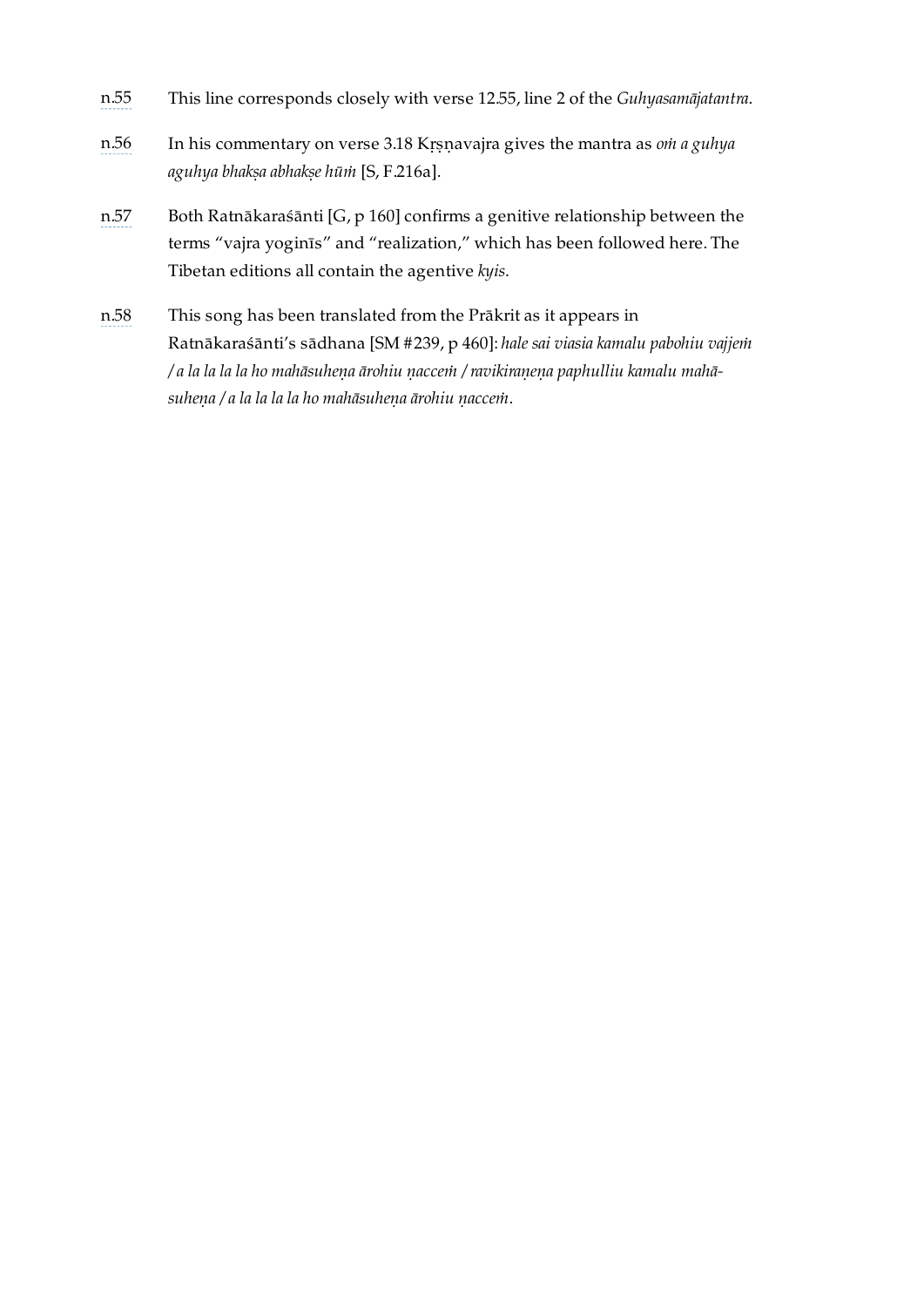n.55 This line corresponds closely with verse 12.55, line 2 of the *Guhyasamājatantra*.

n.56 In his commentary on verse 3.18 Kṛṣṇavajra gives the mantra as *oṁ a guhya aguhya bhakṣa abhakṣe hūṁ* [S, F.216a].

n.57 Both Ratnākaraśānti [G, p 160] confirms a genitive relationship between the terms "vajra yoginīs" and "realization," which has been followed here. The Tibetan editions all contain the agentive *kyis*.

n.58 This song has been translated from the Prākrit as it appears in Ratnākaraśānti's sādhana [SM #239, p 460]: *hale sai viasia kamalu pabohiu vajjeṁ / a la la la la ho mahāsuheṇa ārohiu ṇacceṁ / ravikiraṇeṇa paphulliu kamalu mahāsuheṇa / a la la la la ho mahāsuheṇa ārohiu ṇacceṁ*.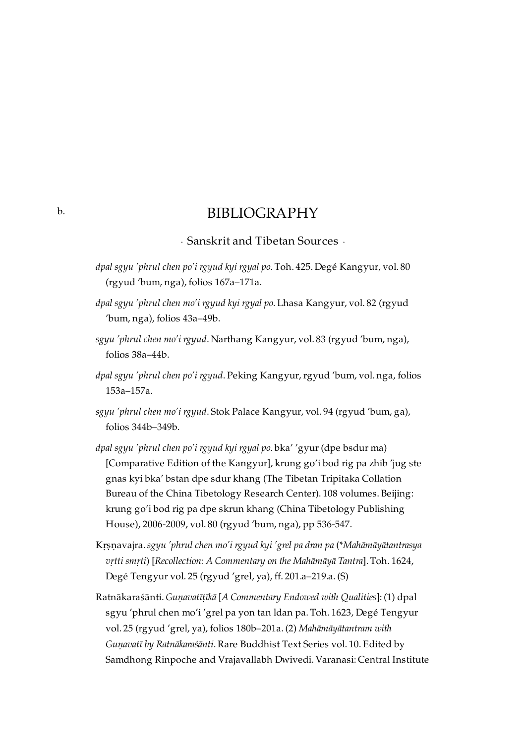b.

# BIBLIOGRAPHY

## · Sanskrit and Tibetan Sources ·

*dpal sgyu 'phrul chen po'i rgyud kyi rgyal po*. Toh. 425. Degé Kangyur, vol. 80 (rgyud 'bum, nga), folios 167a–171a.

*dpal sgyu 'phrul chen mo'i rgyud kyi rgyal po*. Lhasa Kangyur, vol. 82 (rgyud 'bum, nga), folios 43a–49b.

*sgyu 'phrul chen mo'i rgyud*. Narthang Kangyur, vol. 83 (rgyud 'bum, nga), folios 38a–44b.

*dpal sgyu 'phrul chen po'i rgyud*. Peking Kangyur, rgyud 'bum, vol. nga, folios 153a–157a.

*sgyu 'phrul chen mo'i rgyud*. Stok Palace Kangyur, vol. 94 (rgyud 'bum, ga), folios 344b–349b.

*dpal sgyu 'phrul chen po'i rgyud kyi rgyal po*. bka' 'gyur (dpe bsdur ma) [Comparative Edition of the Kangyur], krung go'i bod rig pa zhib 'jug ste gnas kyi bka' bstan dpe sdur khang (The Tibetan Tripitaka Collation Bureau of the China Tibetology Research Center). 108 volumes. Beijing: krung go'i bod rig pa dpe skrun khang (China Tibetology Publishing House), 2006-2009, vol. 80 (rgyud 'bum, nga), pp 536-547.

Kṛṣṇavajra. *sgyu 'phrul chen mo'i rgyud kyi 'grel pa dran pa* (*\*Mahāmāyātantrasya vṛtti smṛti*) [*Recollection: A Commentary on the Mahāmāyā Tantra*]. Toh. 1624, Degé Tengyur vol. 25 (rgyud 'grel, ya), ff. 201.a–219.a. (S)

Ratnākaraśānti. *Guṇavatīṭīkā* [*A Commentary Endowed with Qualities*]: (1) dpal sgyu 'phrul chen mo'i 'grel pa yon tan ldan pa. Toh. 1623, Degé Tengyur vol. 25 (rgyud 'grel, ya), folios 180b–201a. (2) *Mahāmāyātantram with Guṇavatī by Ratnākaraśānti*. Rare Buddhist Text Series vol. 10. Edited by Samdhong Rinpoche and Vrajavallabh Dwivedi. Varanasi: Central Institute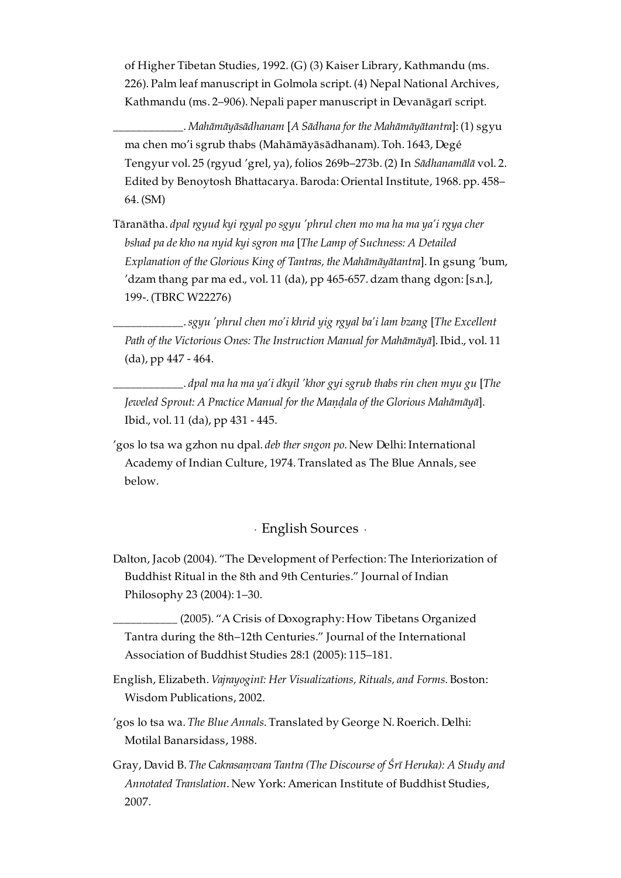of Higher Tibetan Studies, 1992. (G) (3) Kaiser Library, Kathmandu (ms. 226). Palm leaf manuscript in Golmola script. (4) Nepal National Archives, Kathmandu (ms. 2–906). Nepali paper manuscript in Devanāgarī script.

____________. *Mahāmāyāsādhanam* [*A Sādhana for the Mahāmāyātantra*]: (1) sgyu ma chen mo'i sgrub thabs (Mahāmāyāsādhanam). Toh. 1643, Degé Tengyur vol. 25 (rgyud 'grel, ya), folios 269b–273b. (2) In *Sādhanamālā* vol. 2. Edited by Benoytosh Bhattacarya. Baroda: Oriental Institute, 1968. pp. 458–64. (SM)

Tāranātha. *dpal rgyud kyi rgyal po sgyu 'phrul chen mo ma ha ma ya'i rgya cher bshad pa de kho na nyid kyi sgron ma* [*The Lamp of Suchness: A Detailed Explanation of the Glorious King of Tantras, the Mahāmāyātantra*]. In gsung 'bum, 'dzam thang par ma ed., vol. 11 (da), pp 465-657. dzam thang dgon: [s.n.], 199-. (TBRC W22276)

____________. *sgyu 'phrul chen mo'i khrid yig rgyal ba'i lam bzang* [*The Excellent Path of the Victorious Ones: The Instruction Manual for Mahāmāyā*]. Ibid., vol. 11 (da), pp 447 - 464.

____________. *dpal ma ha ma ya'i dkyil 'khor gyi sgrub thabs rin chen myu gu* [*The Jeweled Sprout: A Practice Manual for the Maṇḍala of the Glorious Mahāmāyā*]. Ibid., vol. 11 (da), pp 431 - 445.

'gos lo tsa wa gzhon nu dpal. *deb ther sngon po*. New Delhi: International Academy of Indian Culture, 1974. Translated as The Blue Annals, see below.

## · English Sources ·

Dalton, Jacob (2004). "The Development of Perfection: The Interiorization of Buddhist Ritual in the 8th and 9th Centuries." Journal of Indian Philosophy 23 (2004): 1–30.

__________ (2005). "A Crisis of Doxography: How Tibetans Organized Tantra during the 8th–12th Centuries." Journal of the International Association of Buddhist Studies 28:1 (2005): 115–181.

English, Elizabeth. *Vajrayoginī: Her Visualizations, Rituals, and Forms*. Boston: Wisdom Publications, 2002.

'gos lo tsa wa. *The Blue Annals*. Translated by George N. Roerich. Delhi: Motilal Banarsidass, 1988.

Gray, David B. *The Cakrasaṃvara Tantra (The Discourse of Śrī Heruka): A Study and Annotated Translation*. New York: American Institute of Buddhist Studies, 2007.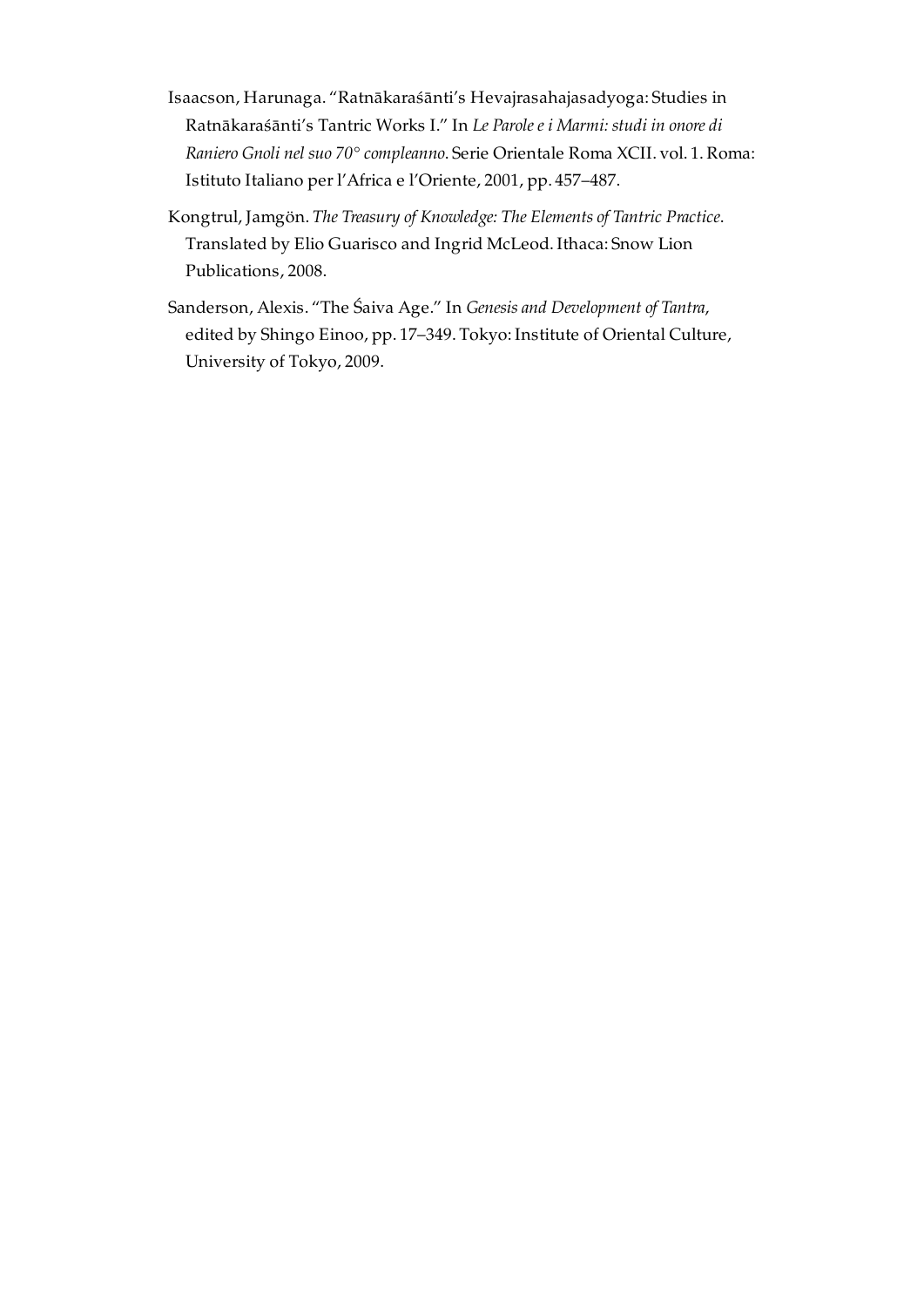Isaacson, Harunaga. "Ratnākaraśānti's Hevajrasahajasadyoga: Studies in Ratnākaraśānti's Tantric Works I." In *Le Parole e i Marmi: studi in onore di Raniero Gnoli nel suo 70° compleanno*. Serie Orientale Roma XCII. vol. 1. Roma: Istituto Italiano per l'Africa e l'Oriente, 2001, pp. 457–487.

Kongtrul, Jamgön. *The Treasury of Knowledge: The Elements of Tantric Practice*. Translated by Elio Guarisco and Ingrid McLeod. Ithaca: Snow Lion Publications, 2008.

Sanderson, Alexis. "The Śaiva Age." In *Genesis and Development of Tantra*, edited by Shingo Einoo, pp. 17–349. Tokyo: Institute of Oriental Culture, University of Tokyo, 2009.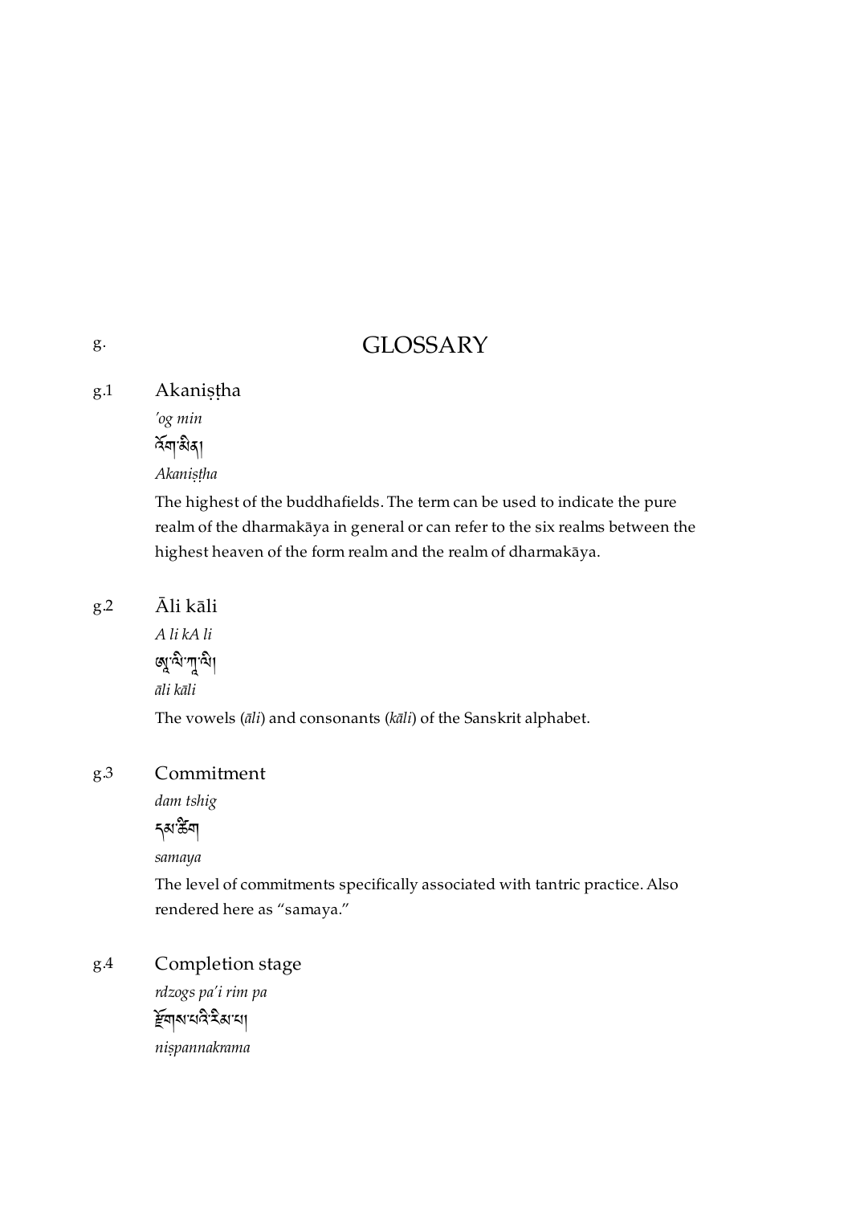# g. GLOSSARY

### g.1 Akaniṣṭha

*'og min*

འོག་མིན།

*Akaniṣṭha*

The highest of the buddhafields. The term can be used to indicate the pure realm of the dharmakāya in general or can refer to the six realms between the highest heaven of the form realm and the realm of dharmakāya.

### g.2 Āli kāli

*A li kA li*

ཨཱ་ལི་ཀཱ་ལི།

*āli kāli*

The vowels (*āli*) and consonants (*kāli*) of the Sanskrit alphabet.

### g.3 Commitment

*dam tshig*

དམ་ཚིག

*samaya*

The level of commitments specifically associated with tantric practice. Also rendered here as "samaya."

### g.4 Completion stage

*rdzogs pa'i rim pa*

རྫོགས་པའི་རིམ་པ།

*niṣpannakrama*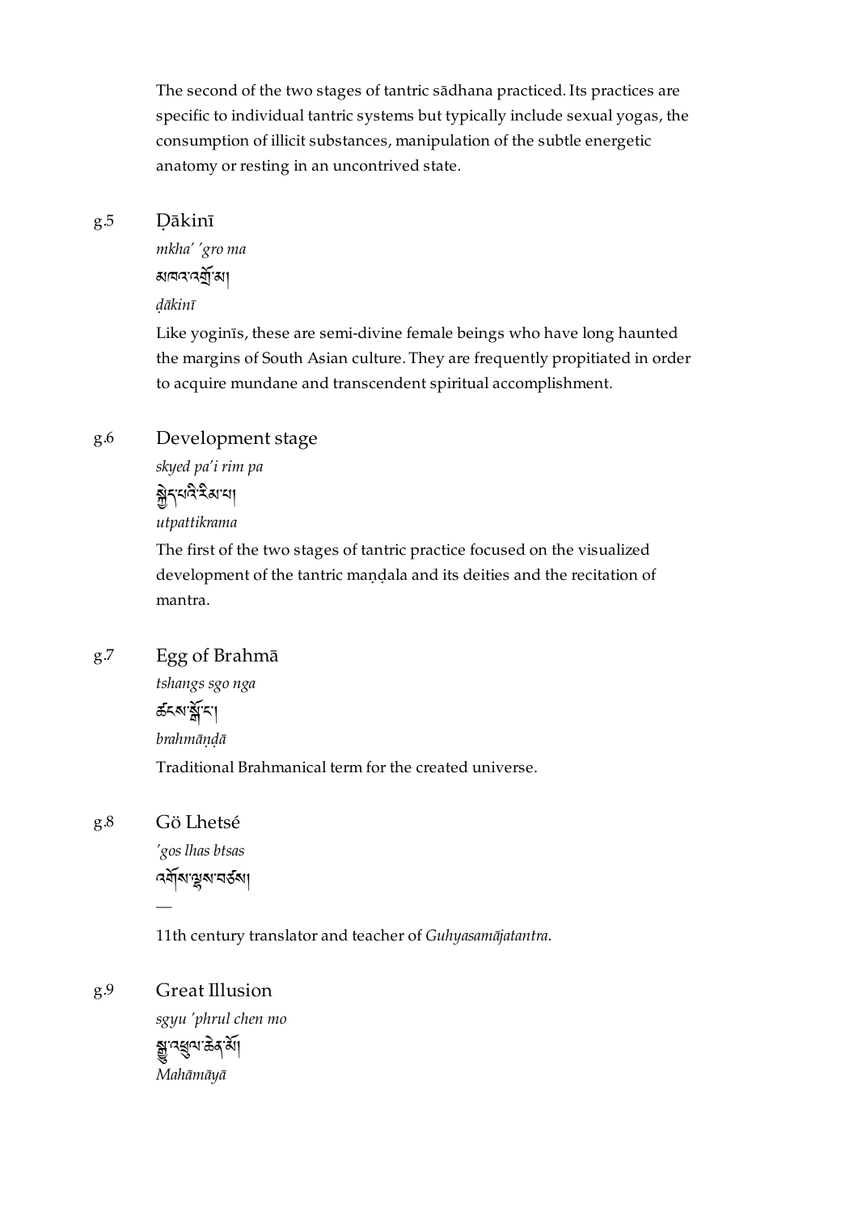The second of the two stages of tantric sādhana practiced. Its practices are specific to individual tantric systems but typically include sexual yogas, the consumption of illicit substances, manipulation of the subtle energetic anatomy or resting in an uncontrived state.

g.5 Ḍākinī

*mkha' 'gro ma*

མཁའ་འགྲོ་མ།

*ḍākinī*

Like yoginīs, these are semi-divine female beings who have long haunted the margins of South Asian culture. They are frequently propitiated in order to acquire mundane and transcendent spiritual accomplishment.

g.6 Development stage

*skyed pa'i rim pa*

སྐྱེད་པའི་རིམ་པ།

*utpattikrama*

The first of the two stages of tantric practice focused on the visualized development of the tantric maṇḍala and its deities and the recitation of mantra.

g.7 Egg of Brahmā

*tshangs sgo nga*

ཚངས་སྒོ་ང་།

*brahmāṇḍā*

Traditional Brahmanical term for the created universe.

g.8 Gö Lhetsé

*'gos lhas btsas*

འགོས་ལྷས་བཙས།

—

11th century translator and teacher of *Guhyasamājatantra*.

g.9 Great Illusion

*sgyu 'phrul chen mo*

སྒྱུ་འཕྲུལ་ཆེན་མོ།

*Mahāmāyā*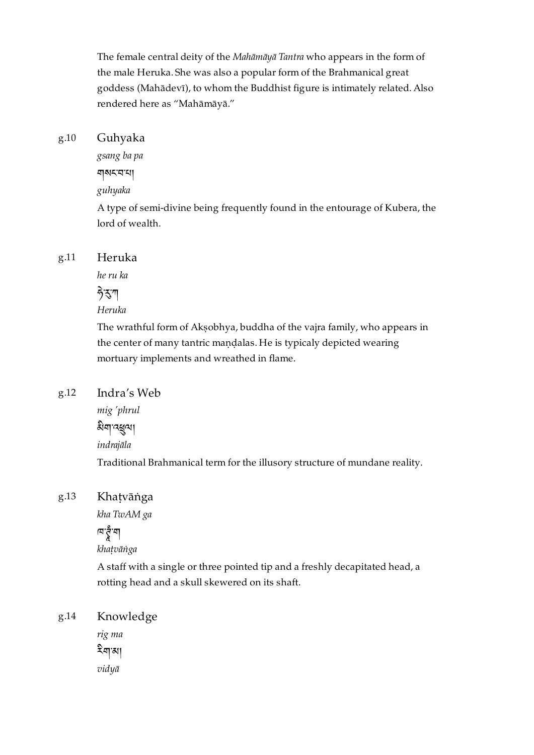The female central deity of the *Mahāmāyā Tantra* who appears in the form of the male Heruka. She was also a popular form of the Brahmanical great goddess (Mahādevī), to whom the Buddhist figure is intimately related. Also rendered here as "Mahāmāyā."

g.10 Guhyaka

*gsang ba pa*

གསང་བ་པ།

*guhyaka*

A type of semi-divine being frequently found in the entourage of Kubera, the lord of wealth.

g.11 Heruka

*he ru ka*

ཧེ་རུ་ཀ

*Heruka*

The wrathful form of Akṣobhya, buddha of the vajra family, who appears in the center of many tantric maṇḍalas. He is typicaly depicted wearing mortuary implements and wreathed in flame.

g.12 Indra's Web

*mig 'phrul*

མིག་འཕྲུལ།

*indrajāla*

Traditional Brahmanical term for the illusory structure of mundane reality.

g.13 Khaṭvāṅga

*kha TwAM ga*

ཁ་ཊྭཱཾ་ག

*khaṭvāṅga*

A staff with a single or three pointed tip and a freshly decapitated head, a rotting head and a skull skewered on its shaft.

g.14 Knowledge

*rig ma*

རིག་མ།

*vidyā*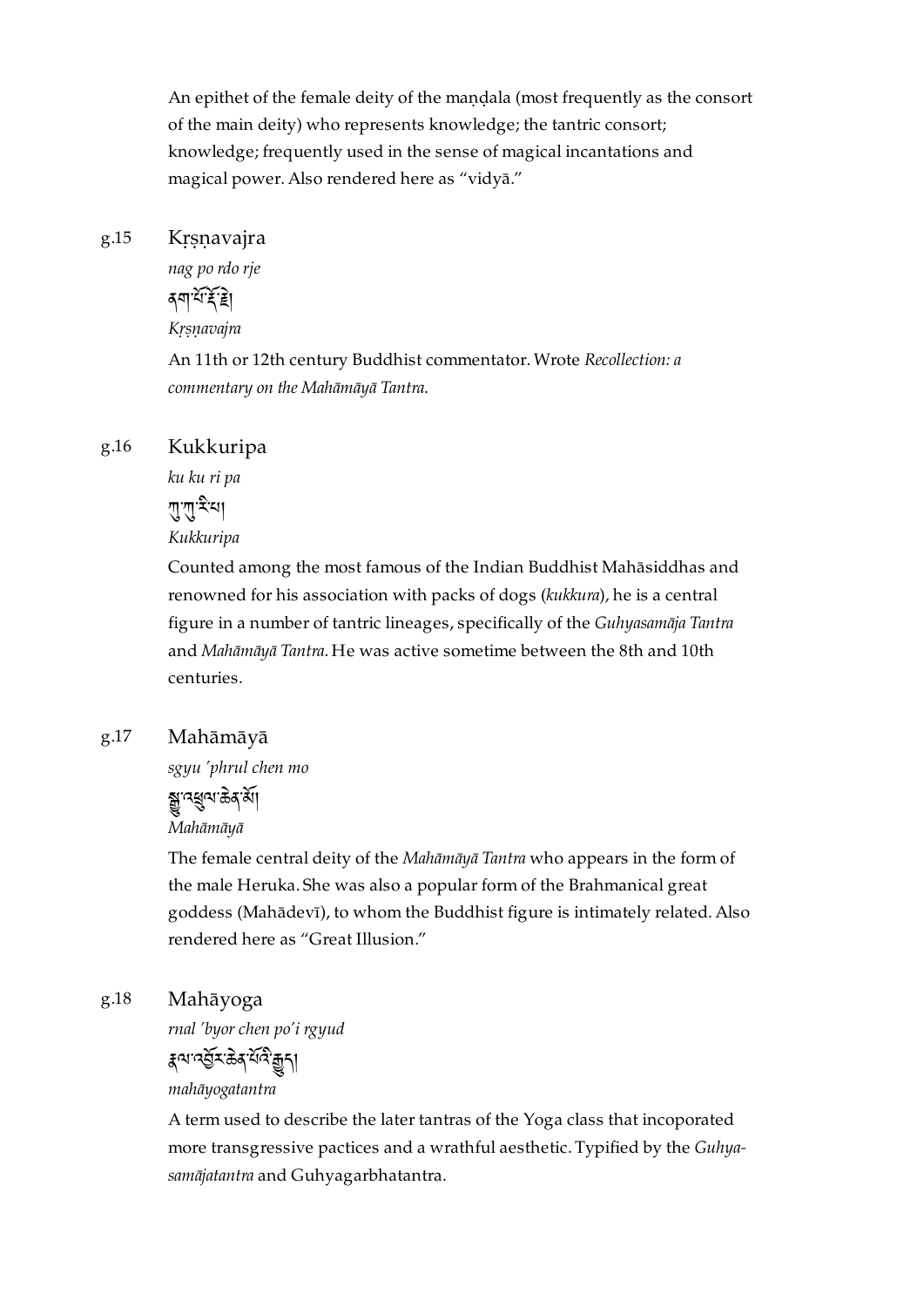An epithet of the female deity of the maṇḍala (most frequently as the consort of the main deity) who represents knowledge; the tantric consort; knowledge; frequently used in the sense of magical incantations and magical power. Also rendered here as “vidyā.”

g.15 Kṛṣṇavajra

*nag po rdo rje*

ནག་པོ་རྡོ་རྗེ།

*Kṛṣṇavajra*

An 11th or 12th century Buddhist commentator. Wrote *Recollection: a commentary on the Mahāmāyā Tantra.*

g.16 Kukkuripa

*ku ku ri pa*

ཀུ་ཀུ་རི་པ།

*Kukkuripa*

Counted among the most famous of the Indian Buddhist Mahāsiddhas and renowned for his association with packs of dogs (*kukkura*), he is a central figure in a number of tantric lineages, specifically of the *Guhyasamāja Tantra* and *Mahāmāyā Tantra*. He was active sometime between the 8th and 10th centuries.

g.17 Mahāmāyā

*sgyu 'phrul chen mo*

སྒྱུ་འཕྲུལ་ཆེན་མོ།

*Mahāmāyā*

The female central deity of the *Mahāmāyā Tantra* who appears in the form of the male Heruka. She was also a popular form of the Brahmanical great goddess (Mahādevī), to whom the Buddhist figure is intimately related. Also rendered here as “Great Illusion.”

g.18 Mahāyoga

*rnal 'byor chen po'i rgyud*

རྣལ་འབྱོར་ཆེན་པོའི་རྒྱུད།

*mahāyogatantra*

A term used to describe the later tantras of the Yoga class that incoporated more transgressive pactices and a wrathful aesthetic. Typified by the *Guhyasamājatantra* and Guhyagarbhatantra.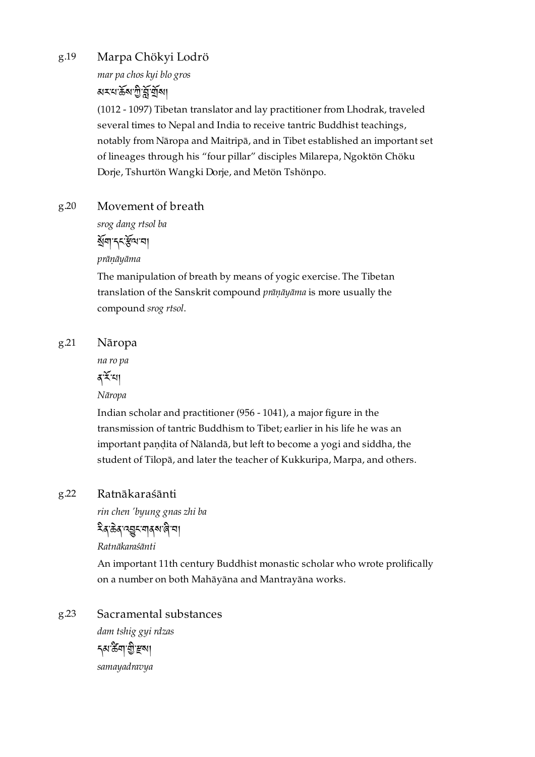g.19 Marpa Chökyi Lodrö

*mar pa chos kyi blo gros*

མར་པ་ཆོས་ཀྱི་བློ་གྲོས།

(1012 - 1097) Tibetan translator and lay practitioner from Lhodrak, traveled several times to Nepal and India to receive tantric Buddhist teachings, notably from Nāropa and Maitripā, and in Tibet established an important set of lineages through his "four pillar" disciples Milarepa, Ngoktön Chöku Dorje, Tshurtön Wangki Dorje, and Metön Tshönpo.

g.20 Movement of breath

*srog dang rtsol ba*

སྲོག་དང་རྩོལ་བ།

*prāṇāyāma*

The manipulation of breath by means of yogic exercise. The Tibetan translation of the Sanskrit compound *prāṇāyāma* is more usually the compound *srog rtsol*.

g.21 Nāropa

*na ro pa*

ན་རོ་པ།

*Nāropa*

Indian scholar and practitioner (956 - 1041), a major figure in the transmission of tantric Buddhism to Tibet; earlier in his life he was an important paṇḍita of Nālandā, but left to become a yogi and siddha, the student of Tilopā, and later the teacher of Kukkuripa, Marpa, and others.

g.22 Ratnākaraśānti

*rin chen 'byung gnas zhi ba*

རིན་ཆེན་འབྱུང་གནས་ཞི་བ།

*Ratnākaraśānti*

An important 11th century Buddhist monastic scholar who wrote prolifically on a number on both Mahāyāna and Mantrayāna works.

g.23 Sacramental substances

*dam tshig gyi rdzas*

དམ་ཚིག་གྱི་རྫས།

*samayadravya*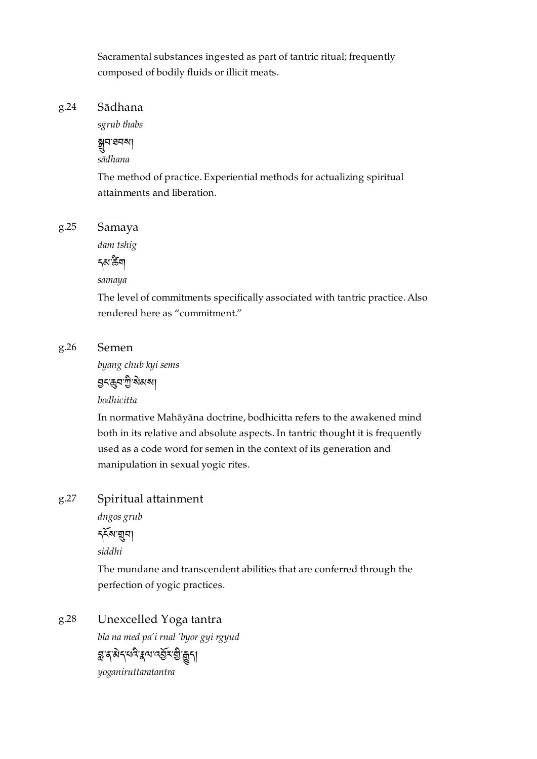Sacramental substances ingested as part of tantric ritual; frequently composed of bodily fluids or illicit meats.

g.24 Sādhana

*sgrub thabs*

སྒྲུབ་ཐབས།

*sādhana*

The method of practice. Experiential methods for actualizing spiritual attainments and liberation.

g.25 Samaya

*dam tshig*

དམ་ཚིག

*samaya*

The level of commitments specifically associated with tantric practice. Also rendered here as "commitment."

g.26 Semen

*byang chub kyi sems*

བྱང་ཆུབ་ཀྱི་སེམས།

*bodhicitta*

In normative Mahāyāna doctrine, bodhicitta refers to the awakened mind both in its relative and absolute aspects. In tantric thought it is frequently used as a code word for semen in the context of its generation and manipulation in sexual yogic rites.

g.27 Spiritual attainment

*dngos grub*

དངོས་གྲུབ།

*siddhi*

The mundane and transcendent abilities that are conferred through the perfection of yogic practices.

g.28 Unexcelled Yoga tantra

*bla na med pa'i rnal 'byor gyi rgyud*

བླ་ན་མེད་པའི་རྣལ་འབྱོར་གྱི་རྒྱུད།

*yoganiruttaratantra*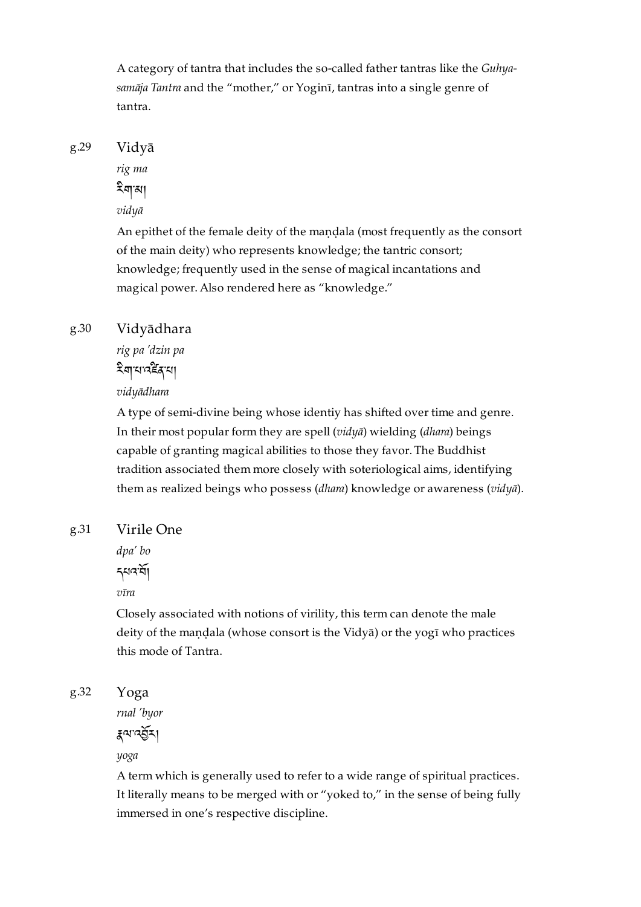A category of tantra that includes the so-called father tantras like the *Guhya­samāja Tantra* and the “mother,” or Yoginī, tantras into a single genre of tantra.

g.29 Vidyā

*rig ma*

རིག་མ།

*vidyā*

An epithet of the female deity of the maṇḍala (most frequently as the consort of the main deity) who represents knowledge; the tantric consort; knowledge; frequently used in the sense of magical incantations and magical power. Also rendered here as “knowledge.”

g.30 Vidyādhara

*rig pa ’dzin pa*

རིག་པ་འཛིན་པ།

*vidyādhara*

A type of semi-divine being whose identiy has shifted over time and genre. In their most popular form they are spell (*vidyā*) wielding (*dhara*) beings capable of granting magical abilities to those they favor. The Buddhist tradition associated them more closely with soteriological aims, identifying them as realized beings who possess (*dhara*) knowledge or awareness (*vidyā*).

g.31 Virile One

*dpa’ bo*

དཔའ་བོ།

*vīra*

Closely associated with notions of virility, this term can denote the male deity of the maṇḍala (whose consort is the Vidyā) or the yogī who practices this mode of Tantra.

g.32 Yoga

*rnal ’byor*

རྣལ་འབྱོར།

*yoga*

A term which is generally used to refer to a wide range of spiritual practices. It literally means to be merged with or “yoked to,” in the sense of being fully immersed in one’s respective discipline.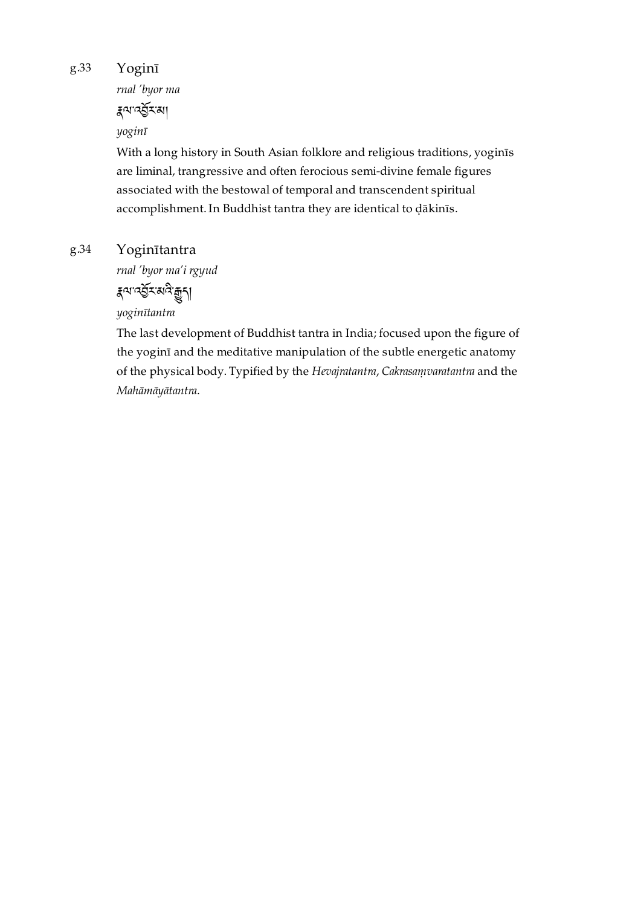g.33 Yoginī

*rnal 'byor ma*

རྣལ་འབྱོར་མ།

*yoginī*

With a long history in South Asian folklore and religious traditions, yoginīs are liminal, trangressive and often ferocious semi-divine female figures associated with the bestowal of temporal and transcendent spiritual accomplishment. In Buddhist tantra they are identical to ḍākinīs.

g.34 Yoginītantra

*rnal 'byor ma'i rgyud*

རྣལ་འབྱོར་མའི་རྒྱུད།

*yoginītantra*

The last development of Buddhist tantra in India; focused upon the figure of the yoginī and the meditative manipulation of the subtle energetic anatomy of the physical body. Typified by the *Hevajratantra*, *Cakrasaṃvaratantra* and the *Mahāmāyātantra*.